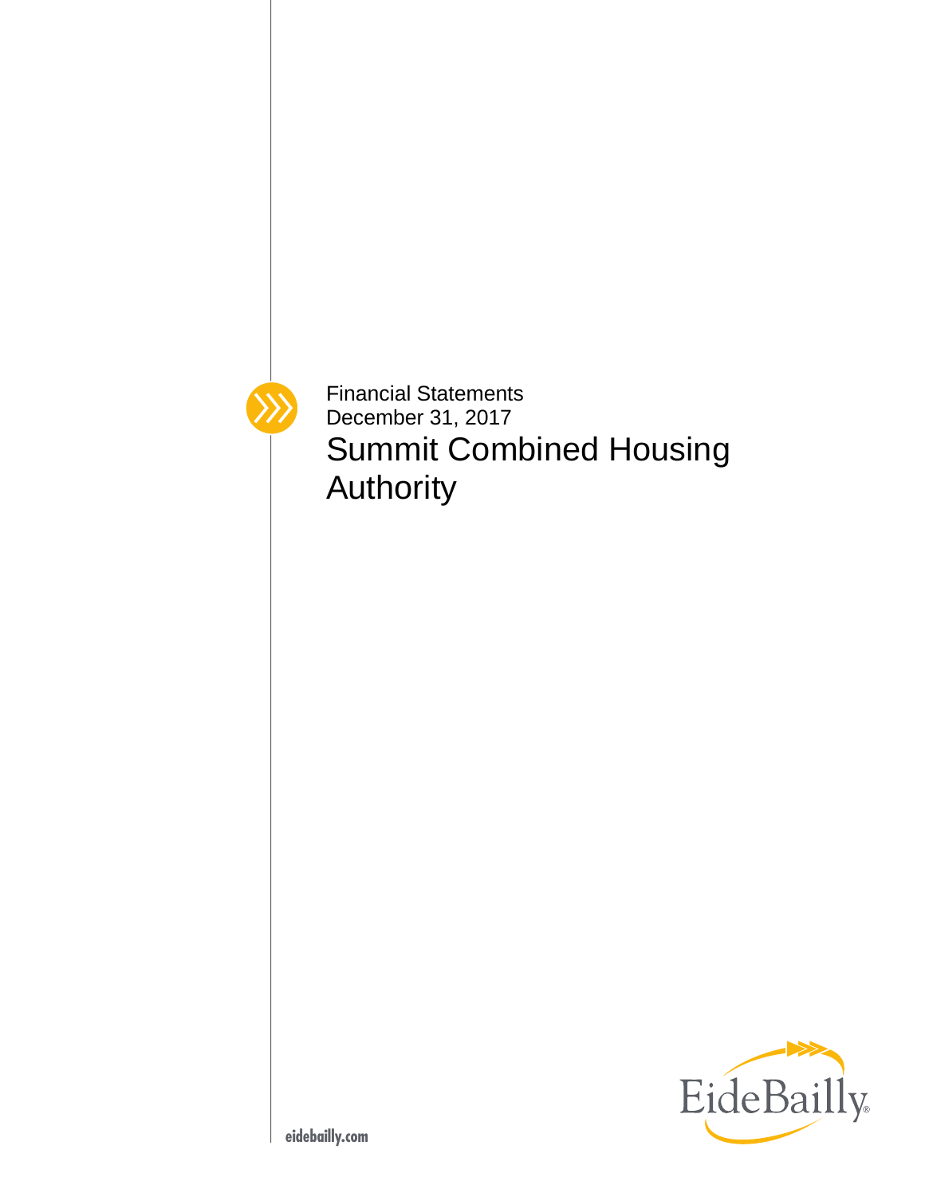Financial Statements
December 31, 2017

# Summit Combined Housing Authority

EideBailly

eidebailly.com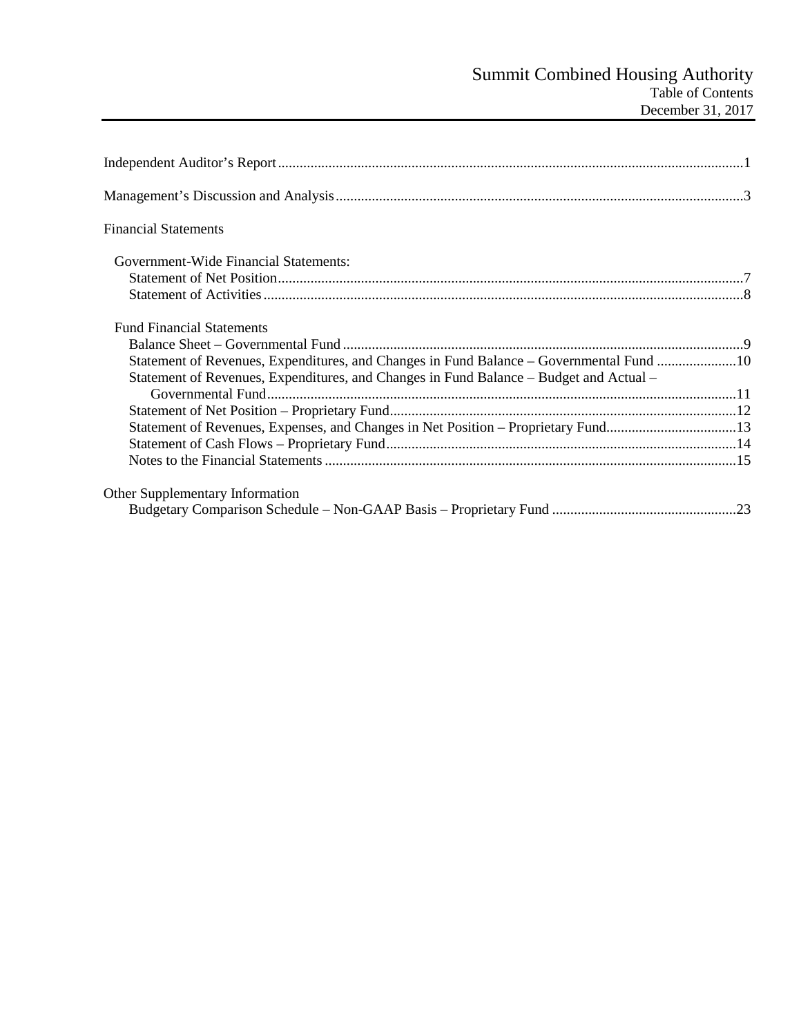# Summit Combined Housing Authority

Table of Contents

December 31, 2017

| | |
|---|---|
| Independent Auditor's Report | 1 |
| Management's Discussion and Analysis | 3 |
| **Financial Statements** | |
| Government-Wide Financial Statements: | |
| Statement of Net Position | 7 |
| Statement of Activities | 8 |
| Fund Financial Statements | |
| Balance Sheet – Governmental Fund | 9 |
| Statement of Revenues, Expenditures, and Changes in Fund Balance – Governmental Fund | 10 |
| Statement of Revenues, Expenditures, and Changes in Fund Balance – Budget and Actual – Governmental Fund | 11 |
| Statement of Net Position – Proprietary Fund | 12 |
| Statement of Revenues, Expenses, and Changes in Net Position – Proprietary Fund | 13 |
| Statement of Cash Flows – Proprietary Fund | 14 |
| Notes to the Financial Statements | 15 |
| **Other Supplementary Information** | |
| Budgetary Comparison Schedule – Non-GAAP Basis – Proprietary Fund | 23 |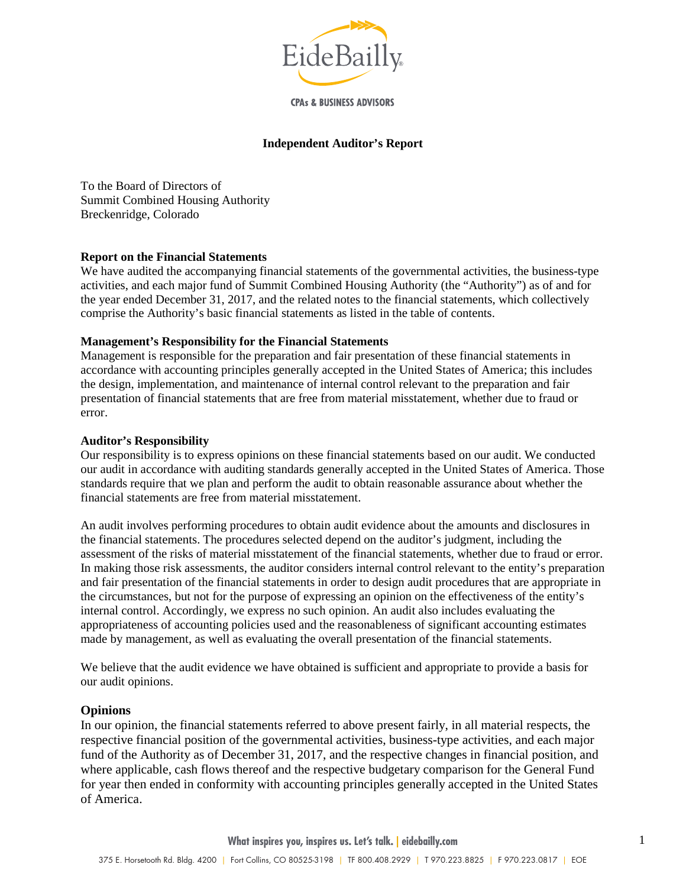EideBailly

CPAs & BUSINESS ADVISORS

## Independent Auditor's Report

To the Board of Directors of
Summit Combined Housing Authority
Breckenridge, Colorado

### Report on the Financial Statements

We have audited the accompanying financial statements of the governmental activities, the business-type activities, and each major fund of Summit Combined Housing Authority (the "Authority") as of and for the year ended December 31, 2017, and the related notes to the financial statements, which collectively comprise the Authority's basic financial statements as listed in the table of contents.

### Management's Responsibility for the Financial Statements

Management is responsible for the preparation and fair presentation of these financial statements in accordance with accounting principles generally accepted in the United States of America; this includes the design, implementation, and maintenance of internal control relevant to the preparation and fair presentation of financial statements that are free from material misstatement, whether due to fraud or error.

### Auditor's Responsibility

Our responsibility is to express opinions on these financial statements based on our audit. We conducted our audit in accordance with auditing standards generally accepted in the United States of America. Those standards require that we plan and perform the audit to obtain reasonable assurance about whether the financial statements are free from material misstatement.

An audit involves performing procedures to obtain audit evidence about the amounts and disclosures in the financial statements. The procedures selected depend on the auditor's judgment, including the assessment of the risks of material misstatement of the financial statements, whether due to fraud or error. In making those risk assessments, the auditor considers internal control relevant to the entity's preparation and fair presentation of the financial statements in order to design audit procedures that are appropriate in the circumstances, but not for the purpose of expressing an opinion on the effectiveness of the entity's internal control. Accordingly, we express no such opinion. An audit also includes evaluating the appropriateness of accounting policies used and the reasonableness of significant accounting estimates made by management, as well as evaluating the overall presentation of the financial statements.

We believe that the audit evidence we have obtained is sufficient and appropriate to provide a basis for our audit opinions.

### Opinions

In our opinion, the financial statements referred to above present fairly, in all material respects, the respective financial position of the governmental activities, business-type activities, and each major fund of the Authority as of December 31, 2017, and the respective changes in financial position, and where applicable, cash flows thereof and the respective budgetary comparison for the General Fund for year then ended in conformity with accounting principles generally accepted in the United States of America.

What inspires you, inspires us. Let's talk. | eidebailly.com

375 E. Horsetooth Rd. Bldg. 4200 | Fort Collins, CO 80525-3198 | TF 800.408.2929 | T 970.223.8825 | F 970.223.0817 | EOE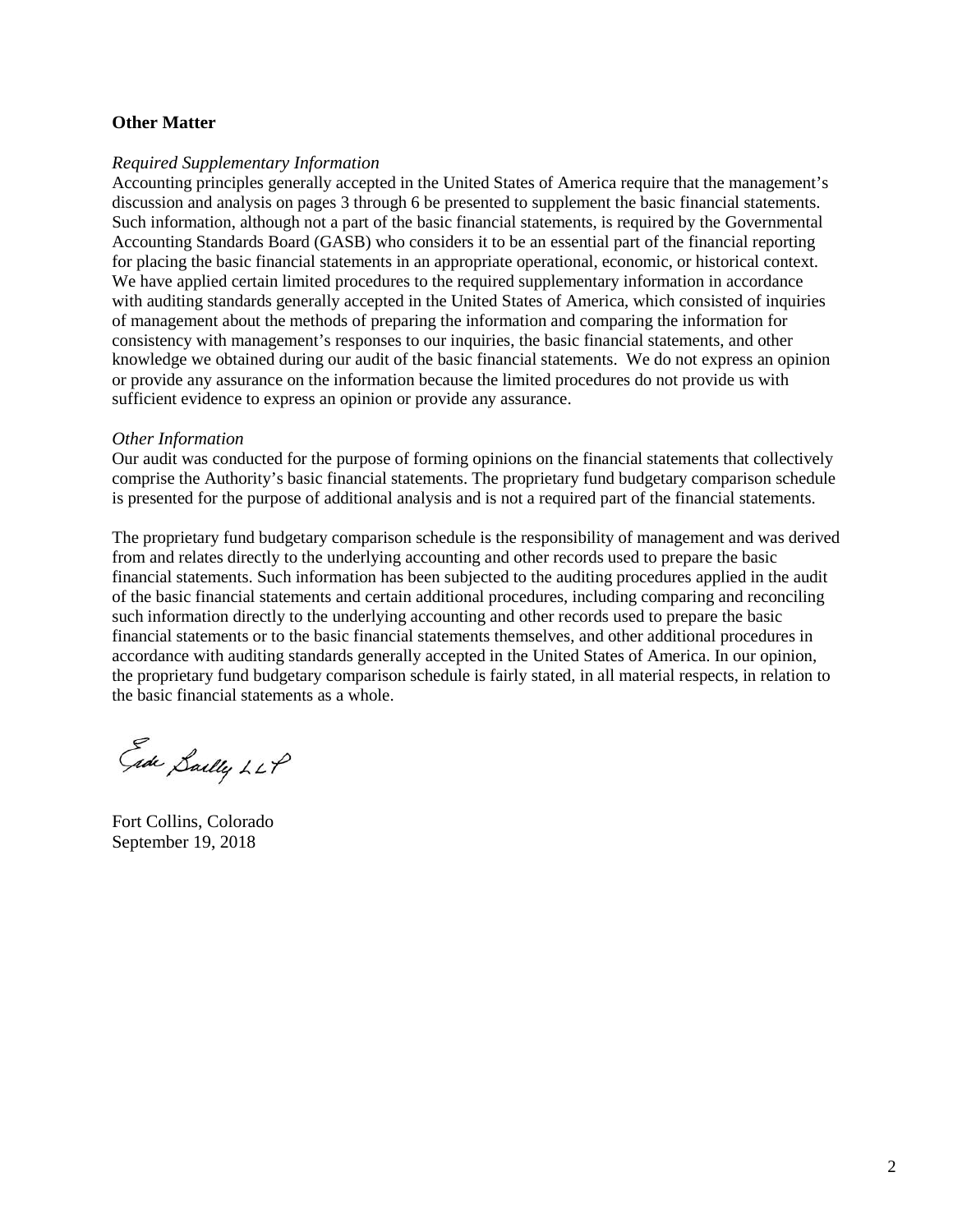## Other Matter

*Required Supplementary Information*

Accounting principles generally accepted in the United States of America require that the management's discussion and analysis on pages 3 through 6 be presented to supplement the basic financial statements. Such information, although not a part of the basic financial statements, is required by the Governmental Accounting Standards Board (GASB) who considers it to be an essential part of the financial reporting for placing the basic financial statements in an appropriate operational, economic, or historical context. We have applied certain limited procedures to the required supplementary information in accordance with auditing standards generally accepted in the United States of America, which consisted of inquiries of management about the methods of preparing the information and comparing the information for consistency with management's responses to our inquiries, the basic financial statements, and other knowledge we obtained during our audit of the basic financial statements. We do not express an opinion or provide any assurance on the information because the limited procedures do not provide us with sufficient evidence to express an opinion or provide any assurance.

*Other Information*

Our audit was conducted for the purpose of forming opinions on the financial statements that collectively comprise the Authority's basic financial statements. The proprietary fund budgetary comparison schedule is presented for the purpose of additional analysis and is not a required part of the financial statements.

The proprietary fund budgetary comparison schedule is the responsibility of management and was derived from and relates directly to the underlying accounting and other records used to prepare the basic financial statements. Such information has been subjected to the auditing procedures applied in the audit of the basic financial statements and certain additional procedures, including comparing and reconciling such information directly to the underlying accounting and other records used to prepare the basic financial statements or to the basic financial statements themselves, and other additional procedures in accordance with auditing standards generally accepted in the United States of America. In our opinion, the proprietary fund budgetary comparison schedule is fairly stated, in all material respects, in relation to the basic financial statements as a whole.

Eide Bailly LLP

Fort Collins, Colorado
September 19, 2018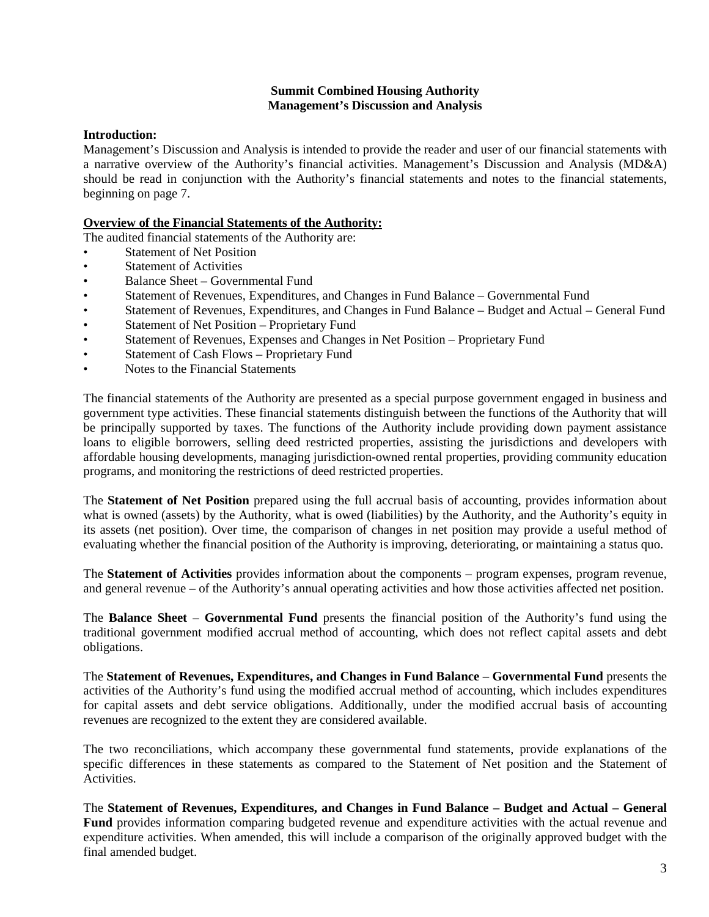**Summit Combined Housing Authority**
**Management's Discussion and Analysis**

**Introduction:**

Management's Discussion and Analysis is intended to provide the reader and user of our financial statements with a narrative overview of the Authority's financial activities. Management's Discussion and Analysis (MD&A) should be read in conjunction with the Authority's financial statements and notes to the financial statements, beginning on page 7.

**Overview of the Financial Statements of the Authority:**

The audited financial statements of the Authority are:

- Statement of Net Position
- Statement of Activities
- Balance Sheet – Governmental Fund
- Statement of Revenues, Expenditures, and Changes in Fund Balance – Governmental Fund
- Statement of Revenues, Expenditures, and Changes in Fund Balance – Budget and Actual – General Fund
- Statement of Net Position – Proprietary Fund
- Statement of Revenues, Expenses and Changes in Net Position – Proprietary Fund
- Statement of Cash Flows – Proprietary Fund
- Notes to the Financial Statements

The financial statements of the Authority are presented as a special purpose government engaged in business and government type activities. These financial statements distinguish between the functions of the Authority that will be principally supported by taxes. The functions of the Authority include providing down payment assistance loans to eligible borrowers, selling deed restricted properties, assisting the jurisdictions and developers with affordable housing developments, managing jurisdiction-owned rental properties, providing community education programs, and monitoring the restrictions of deed restricted properties.

The **Statement of Net Position** prepared using the full accrual basis of accounting, provides information about what is owned (assets) by the Authority, what is owed (liabilities) by the Authority, and the Authority's equity in its assets (net position). Over time, the comparison of changes in net position may provide a useful method of evaluating whether the financial position of the Authority is improving, deteriorating, or maintaining a status quo.

The **Statement of Activities** provides information about the components – program expenses, program revenue, and general revenue – of the Authority's annual operating activities and how those activities affected net position.

The **Balance Sheet** – **Governmental Fund** presents the financial position of the Authority's fund using the traditional government modified accrual method of accounting, which does not reflect capital assets and debt obligations.

The **Statement of Revenues, Expenditures, and Changes in Fund Balance** – **Governmental Fund** presents the activities of the Authority's fund using the modified accrual method of accounting, which includes expenditures for capital assets and debt service obligations. Additionally, under the modified accrual basis of accounting revenues are recognized to the extent they are considered available.

The two reconciliations, which accompany these governmental fund statements, provide explanations of the specific differences in these statements as compared to the Statement of Net position and the Statement of Activities.

The **Statement of Revenues, Expenditures, and Changes in Fund Balance – Budget and Actual – General Fund** provides information comparing budgeted revenue and expenditure activities with the actual revenue and expenditure activities. When amended, this will include a comparison of the originally approved budget with the final amended budget.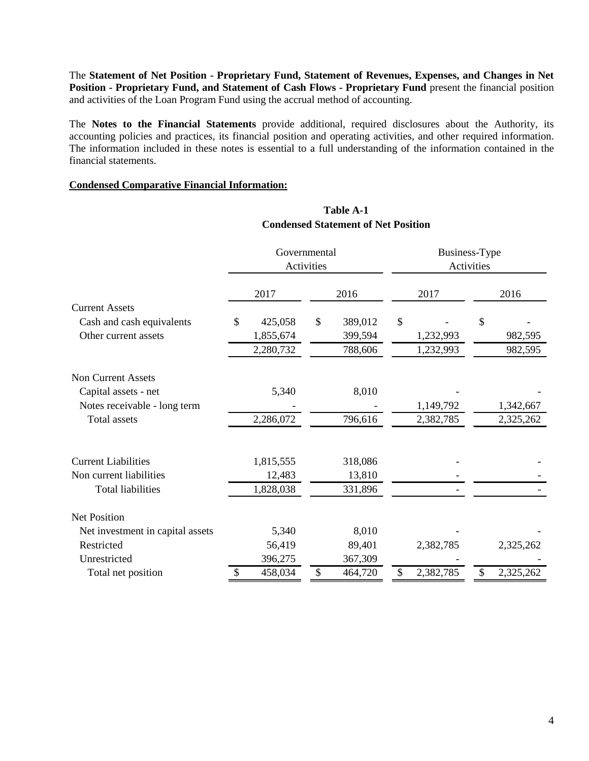The **Statement of Net Position - Proprietary Fund, Statement of Revenues, Expenses, and Changes in Net Position - Proprietary Fund, and Statement of Cash Flows - Proprietary Fund** present the financial position and activities of the Loan Program Fund using the accrual method of accounting.

The **Notes to the Financial Statements** provide additional, required disclosures about the Authority, its accounting policies and practices, its financial position and operating activities, and other required information. The information included in these notes is essential to a full understanding of the information contained in the financial statements.

**Condensed Comparative Financial Information:**

**Table A-1**
**Condensed Statement of Net Position**

| | Governmental Activities | | Business-Type Activities | |
|---|---|---|---|---|
| | 2017 | 2016 | 2017 | 2016 |
| Current Assets | | | | |
| Cash and cash equivalents | $ 425,058 | $ 389,012 | $ - | $ - |
| Other current assets | 1,855,674 | 399,594 | 1,232,993 | 982,595 |
| | 2,280,732 | 788,606 | 1,232,993 | 982,595 |
| Non Current Assets | | | | |
| Capital assets - net | 5,340 | 8,010 | - | - |
| Notes receivable - long term | - | - | 1,149,792 | 1,342,667 |
| Total assets | 2,286,072 | 796,616 | 2,382,785 | 2,325,262 |
| Current Liabilities | 1,815,555 | 318,086 | - | - |
| Non current liabilities | 12,483 | 13,810 | - | - |
| Total liabilities | 1,828,038 | 331,896 | - | - |
| Net Position | | | | |
| Net investment in capital assets | 5,340 | 8,010 | - | - |
| Restricted | 56,419 | 89,401 | 2,382,785 | 2,325,262 |
| Unrestricted | 396,275 | 367,309 | - | - |
| Total net position | $ 458,034 | $ 464,720 | $ 2,382,785 | $ 2,325,262 |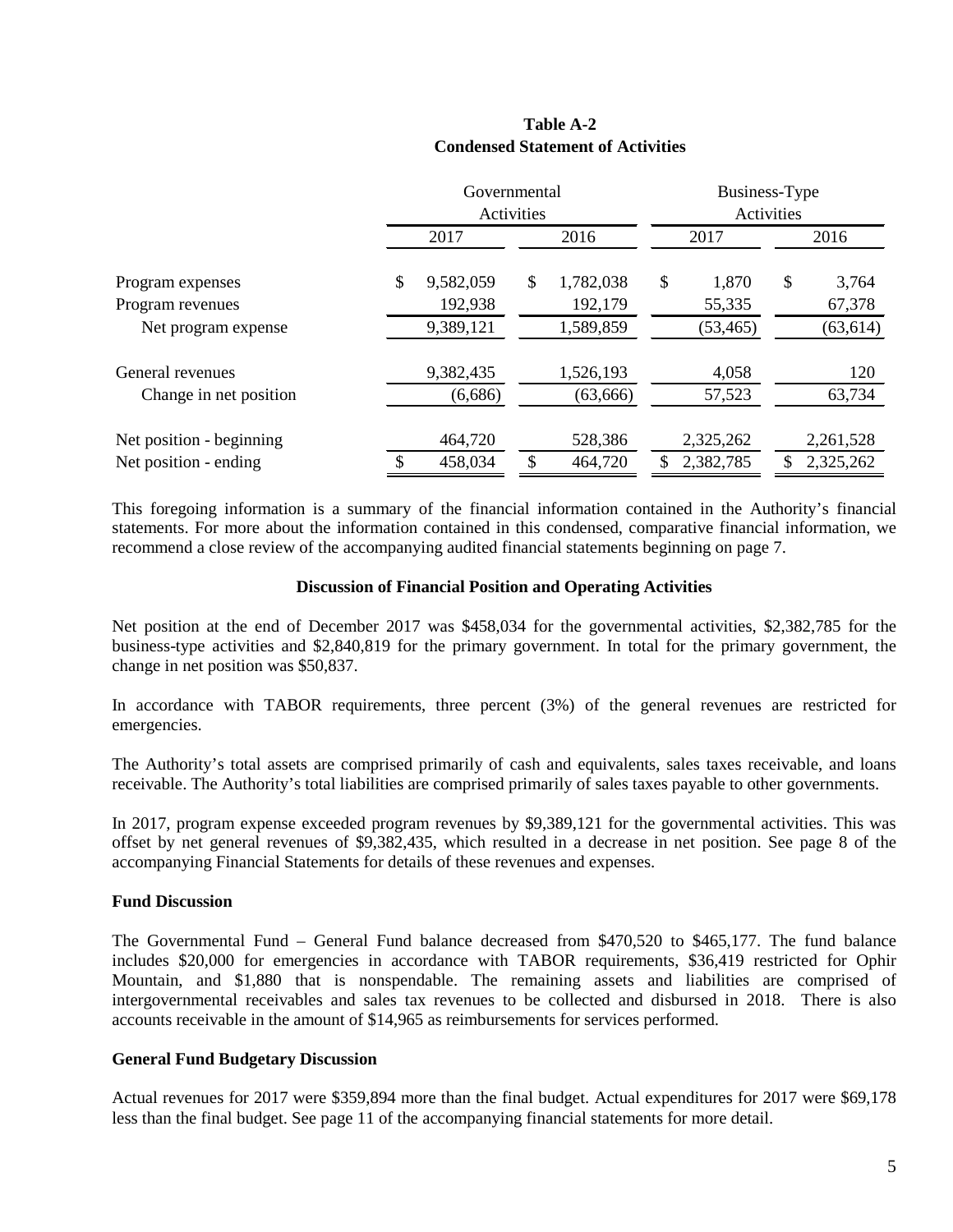**Table A-2**
**Condensed Statement of Activities**

| | Governmental Activities | | Business-Type Activities | |
|---|---|---|---|---|
| | 2017 | 2016 | 2017 | 2016 |
| Program expenses | $ 9,582,059 | $ 1,782,038 | $ 1,870 | $ 3,764 |
| Program revenues | 192,938 | 192,179 | 55,335 | 67,378 |
| Net program expense | 9,389,121 | 1,589,859 | (53,465) | (63,614) |
| General revenues | 9,382,435 | 1,526,193 | 4,058 | 120 |
| Change in net position | (6,686) | (63,666) | 57,523 | 63,734 |
| Net position - beginning | 464,720 | 528,386 | 2,325,262 | 2,261,528 |
| Net position - ending | $ 458,034 | $ 464,720 | $ 2,382,785 | $ 2,325,262 |

This foregoing information is a summary of the financial information contained in the Authority's financial statements. For more about the information contained in this condensed, comparative financial information, we recommend a close review of the accompanying audited financial statements beginning on page 7.

**Discussion of Financial Position and Operating Activities**

Net position at the end of December 2017 was $458,034 for the governmental activities, $2,382,785 for the business-type activities and $2,840,819 for the primary government. In total for the primary government, the change in net position was $50,837.

In accordance with TABOR requirements, three percent (3%) of the general revenues are restricted for emergencies.

The Authority's total assets are comprised primarily of cash and equivalents, sales taxes receivable, and loans receivable. The Authority's total liabilities are comprised primarily of sales taxes payable to other governments.

In 2017, program expense exceeded program revenues by $9,389,121 for the governmental activities. This was offset by net general revenues of $9,382,435, which resulted in a decrease in net position. See page 8 of the accompanying Financial Statements for details of these revenues and expenses.

**Fund Discussion**

The Governmental Fund – General Fund balance decreased from $470,520 to $465,177. The fund balance includes $20,000 for emergencies in accordance with TABOR requirements, $36,419 restricted for Ophir Mountain, and $1,880 that is nonspendable. The remaining assets and liabilities are comprised of intergovernmental receivables and sales tax revenues to be collected and disbursed in 2018. There is also accounts receivable in the amount of $14,965 as reimbursements for services performed.

**General Fund Budgetary Discussion**

Actual revenues for 2017 were $359,894 more than the final budget. Actual expenditures for 2017 were $69,178 less than the final budget. See page 11 of the accompanying financial statements for more detail.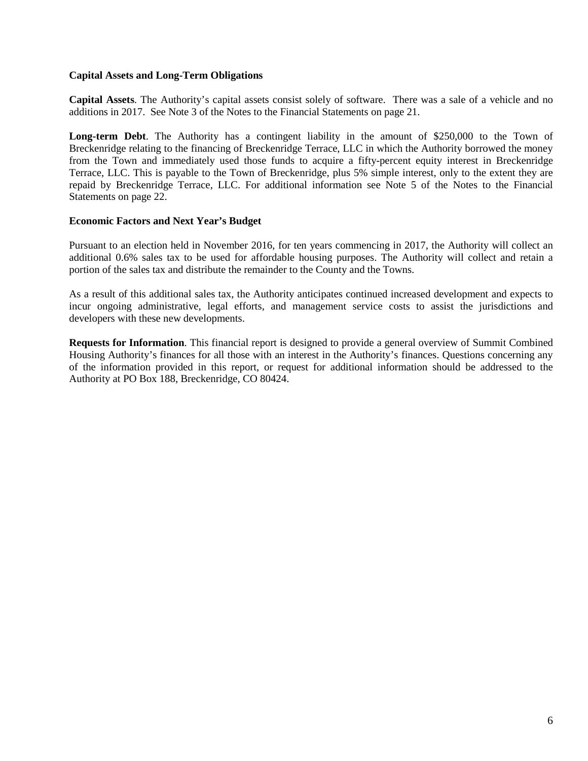### Capital Assets and Long-Term Obligations

**Capital Assets**. The Authority's capital assets consist solely of software. There was a sale of a vehicle and no additions in 2017. See Note 3 of the Notes to the Financial Statements on page 21.

**Long-term Debt**. The Authority has a contingent liability in the amount of \$250,000 to the Town of Breckenridge relating to the financing of Breckenridge Terrace, LLC in which the Authority borrowed the money from the Town and immediately used those funds to acquire a fifty-percent equity interest in Breckenridge Terrace, LLC. This is payable to the Town of Breckenridge, plus 5% simple interest, only to the extent they are repaid by Breckenridge Terrace, LLC. For additional information see Note 5 of the Notes to the Financial Statements on page 22.

### Economic Factors and Next Year's Budget

Pursuant to an election held in November 2016, for ten years commencing in 2017, the Authority will collect an additional 0.6% sales tax to be used for affordable housing purposes. The Authority will collect and retain a portion of the sales tax and distribute the remainder to the County and the Towns.

As a result of this additional sales tax, the Authority anticipates continued increased development and expects to incur ongoing administrative, legal efforts, and management service costs to assist the jurisdictions and developers with these new developments.

**Requests for Information**. This financial report is designed to provide a general overview of Summit Combined Housing Authority's finances for all those with an interest in the Authority's finances. Questions concerning any of the information provided in this report, or request for additional information should be addressed to the Authority at PO Box 188, Breckenridge, CO 80424.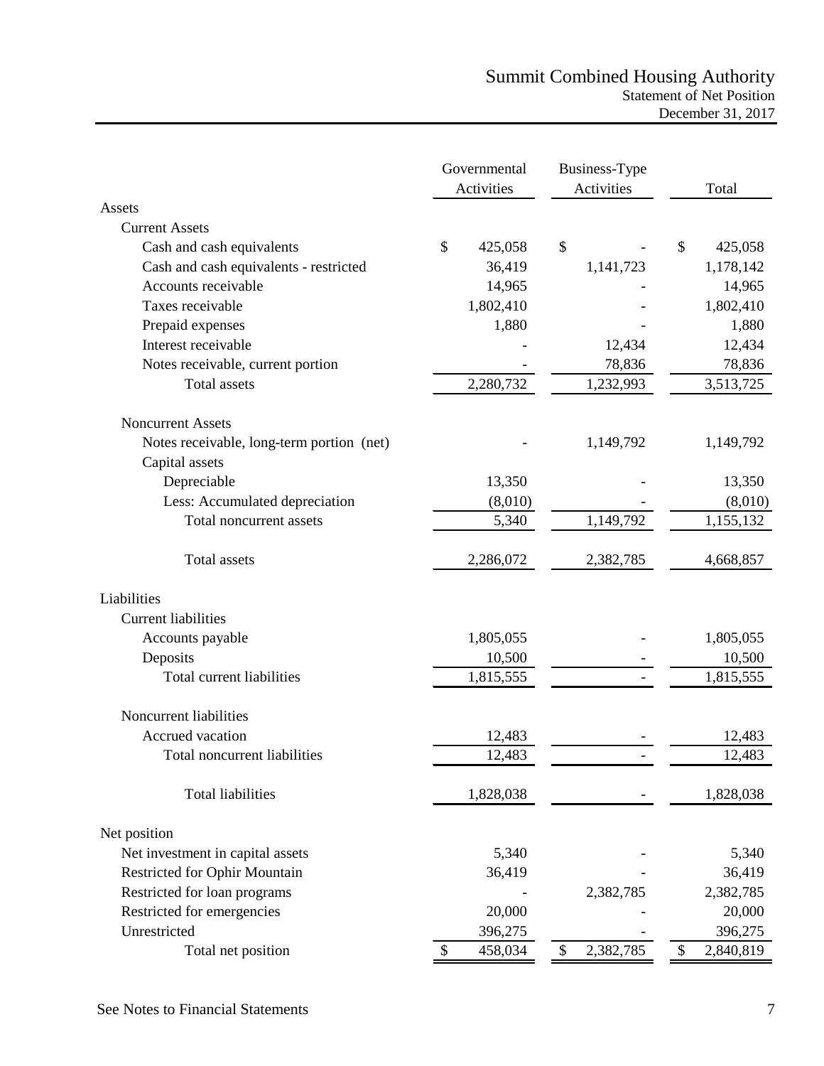# Summit Combined Housing Authority

## Statement of Net Position

### December 31, 2017

| | Governmental Activities | Business-Type Activities | Total |
|---|---|---|---|
| **Assets** | | | |
| Current Assets | | | |
| Cash and cash equivalents | $ 425,058 | $ - | $ 425,058 |
| Cash and cash equivalents - restricted | 36,419 | 1,141,723 | 1,178,142 |
| Accounts receivable | 14,965 | - | 14,965 |
| Taxes receivable | 1,802,410 | - | 1,802,410 |
| Prepaid expenses | 1,880 | - | 1,880 |
| Interest receivable | - | 12,434 | 12,434 |
| Notes receivable, current portion | - | 78,836 | 78,836 |
| Total assets | 2,280,732 | 1,232,993 | 3,513,725 |
| Noncurrent Assets | | | |
| Notes receivable, long-term portion (net) | - | 1,149,792 | 1,149,792 |
| Capital assets | | | |
| Depreciable | 13,350 | - | 13,350 |
| Less: Accumulated depreciation | (8,010) | - | (8,010) |
| Total noncurrent assets | 5,340 | 1,149,792 | 1,155,132 |
| Total assets | 2,286,072 | 2,382,785 | 4,668,857 |
| **Liabilities** | | | |
| Current liabilities | | | |
| Accounts payable | 1,805,055 | - | 1,805,055 |
| Deposits | 10,500 | - | 10,500 |
| Total current liabilities | 1,815,555 | - | 1,815,555 |
| Noncurrent liabilities | | | |
| Accrued vacation | 12,483 | - | 12,483 |
| Total noncurrent liabilities | 12,483 | - | 12,483 |
| Total liabilities | 1,828,038 | - | 1,828,038 |
| **Net position** | | | |
| Net investment in capital assets | 5,340 | - | 5,340 |
| Restricted for Ophir Mountain | 36,419 | - | 36,419 |
| Restricted for loan programs | - | 2,382,785 | 2,382,785 |
| Restricted for emergencies | 20,000 | - | 20,000 |
| Unrestricted | 396,275 | - | 396,275 |
| Total net position | $ 458,034 | $ 2,382,785 | $ 2,840,819 |

See Notes to Financial Statements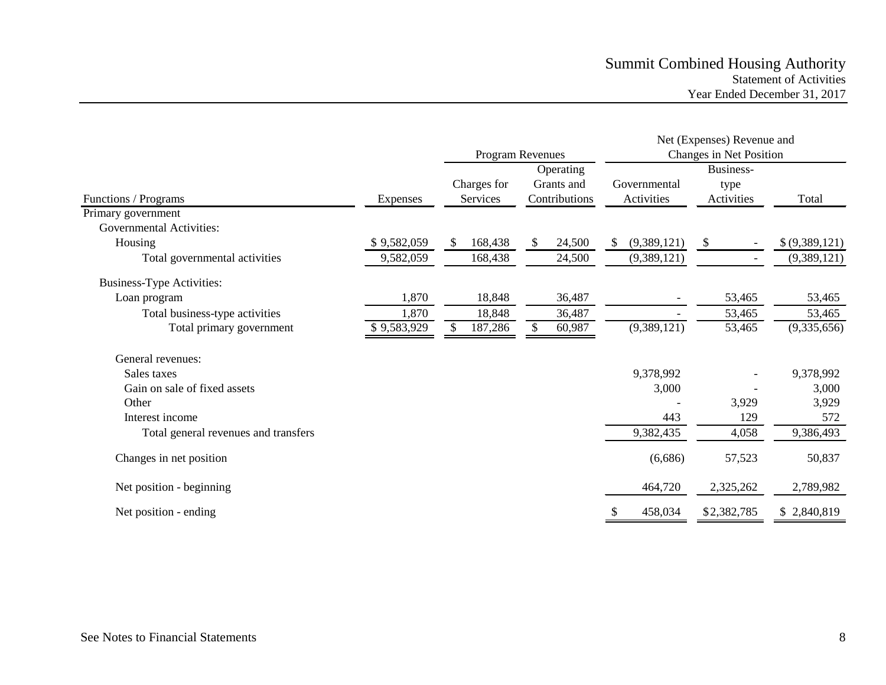# Summit Combined Housing Authority

## Statement of Activities

### Year Ended December 31, 2017

| | | Program Revenues | | Net (Expenses) Revenue and Changes in Net Position | | |
|---|---|---|---|---|---|---|
| Functions / Programs | Expenses | Charges for Services | Operating Grants and Contributions | Governmental Activities | Business-type Activities | Total |
| Primary government | | | | | | |
| Governmental Activities: | | | | | | |
| Housing | $ 9,582,059 | $ 168,438 | $ 24,500 | $ (9,389,121) | $ - | $ (9,389,121) |
| Total governmental activities | 9,582,059 | 168,438 | 24,500 | (9,389,121) | - | (9,389,121) |
| Business-Type Activities: | | | | | | |
| Loan program | 1,870 | 18,848 | 36,487 | - | 53,465 | 53,465 |
| Total business-type activities | 1,870 | 18,848 | 36,487 | - | 53,465 | 53,465 |
| Total primary government | $ 9,583,929 | $ 187,286 | $ 60,987 | (9,389,121) | 53,465 | (9,335,656) |
| General revenues: | | | | | | |
| Sales taxes | | | | 9,378,992 | - | 9,378,992 |
| Gain on sale of fixed assets | | | | 3,000 | - | 3,000 |
| Other | | | | - | 3,929 | 3,929 |
| Interest income | | | | 443 | 129 | 572 |
| Total general revenues and transfers | | | | 9,382,435 | 4,058 | 9,386,493 |
| Changes in net position | | | | (6,686) | 57,523 | 50,837 |
| Net position - beginning | | | | 464,720 | 2,325,262 | 2,789,982 |
| Net position - ending | | | | $ 458,034 | $ 2,382,785 | $ 2,840,819 |

See Notes to Financial Statements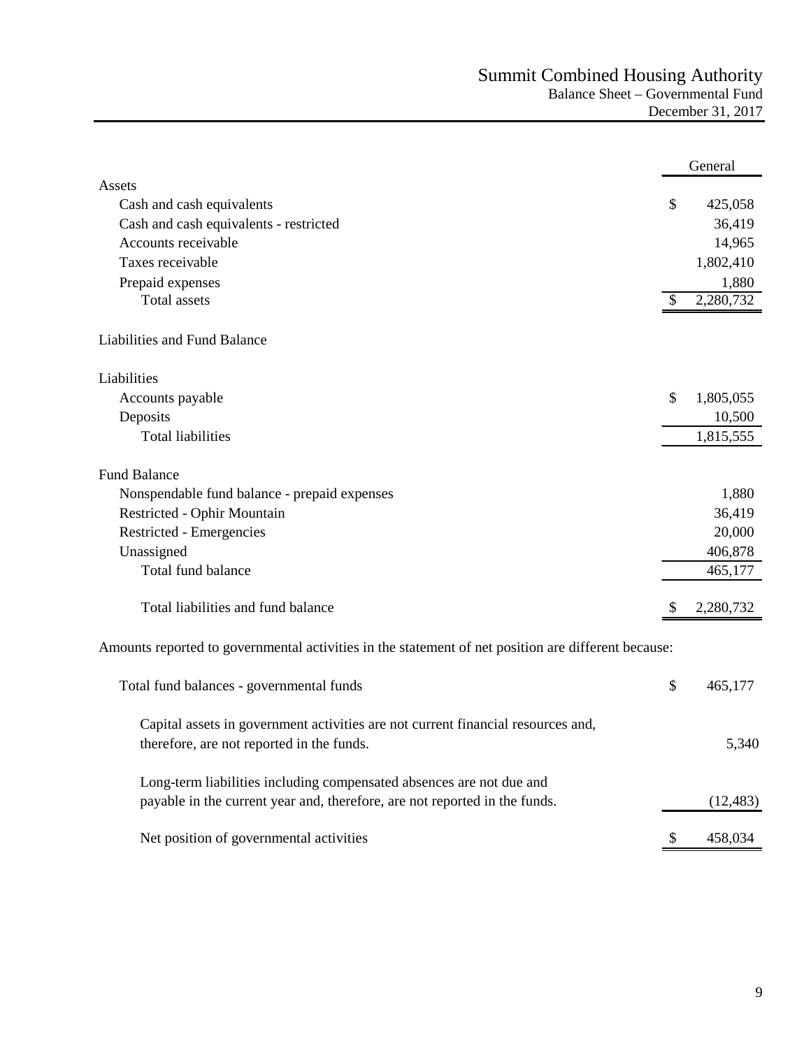# Summit Combined Housing Authority

## Balance Sheet – Governmental Fund

December 31, 2017

| | General |
|---|---|
| **Assets** | |
| Cash and cash equivalents | $ 425,058 |
| Cash and cash equivalents - restricted | 36,419 |
| Accounts receivable | 14,965 |
| Taxes receivable | 1,802,410 |
| Prepaid expenses | 1,880 |
| Total assets | $ 2,280,732 |
| **Liabilities and Fund Balance** | |
| **Liabilities** | |
| Accounts payable | $ 1,805,055 |
| Deposits | 10,500 |
| Total liabilities | 1,815,555 |
| **Fund Balance** | |
| Nonspendable fund balance - prepaid expenses | 1,880 |
| Restricted - Ophir Mountain | 36,419 |
| Restricted - Emergencies | 20,000 |
| Unassigned | 406,878 |
| Total fund balance | 465,177 |
| Total liabilities and fund balance | $ 2,280,732 |

Amounts reported to governmental activities in the statement of net position are different because:

| | |
|---|---|
| Total fund balances - governmental funds | $ 465,177 |
| Capital assets in government activities are not current financial resources and, therefore, are not reported in the funds. | 5,340 |
| Long-term liabilities including compensated absences are not due and payable in the current year and, therefore, are not reported in the funds. | (12,483) |
| Net position of governmental activities | $ 458,034 |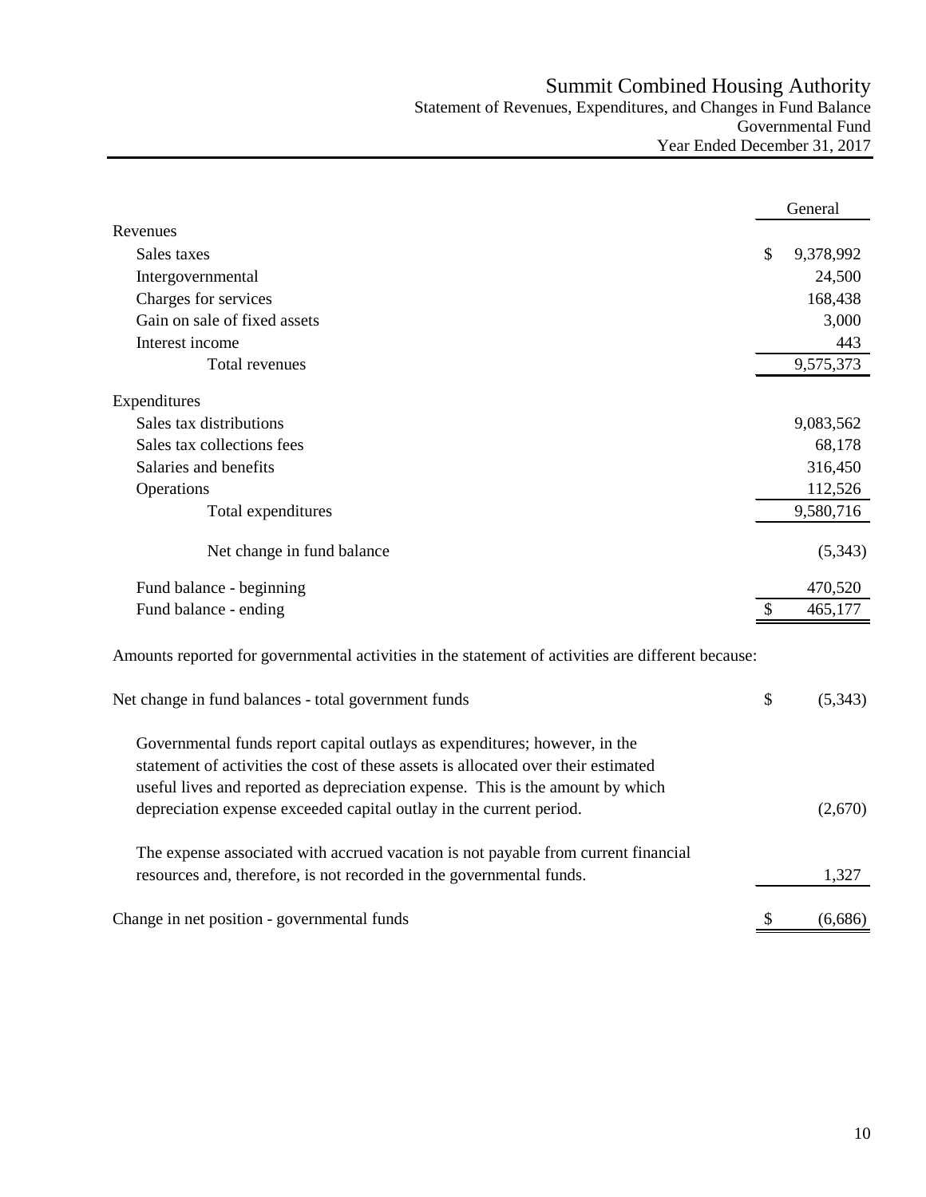# Summit Combined Housing Authority

## Statement of Revenues, Expenditures, and Changes in Fund Balance

### Governmental Fund

### Year Ended December 31, 2017

| | General |
|---|---|
| **Revenues** | |
| Sales taxes | $ 9,378,992 |
| Intergovernmental | 24,500 |
| Charges for services | 168,438 |
| Gain on sale of fixed assets | 3,000 |
| Interest income | 443 |
| Total revenues | 9,575,373 |
| **Expenditures** | |
| Sales tax distributions | 9,083,562 |
| Sales tax collections fees | 68,178 |
| Salaries and benefits | 316,450 |
| Operations | 112,526 |
| Total expenditures | 9,580,716 |
| Net change in fund balance | (5,343) |
| Fund balance - beginning | 470,520 |
| Fund balance - ending | $ 465,177 |

Amounts reported for governmental activities in the statement of activities are different because:

| | |
|---|---|
| Net change in fund balances - total government funds | $ (5,343) |
| Governmental funds report capital outlays as expenditures; however, in the statement of activities the cost of these assets is allocated over their estimated useful lives and reported as depreciation expense. This is the amount by which depreciation expense exceeded capital outlay in the current period. | (2,670) |
| The expense associated with accrued vacation is not payable from current financial resources and, therefore, is not recorded in the governmental funds. | 1,327 |
| Change in net position - governmental funds | $ (6,686) |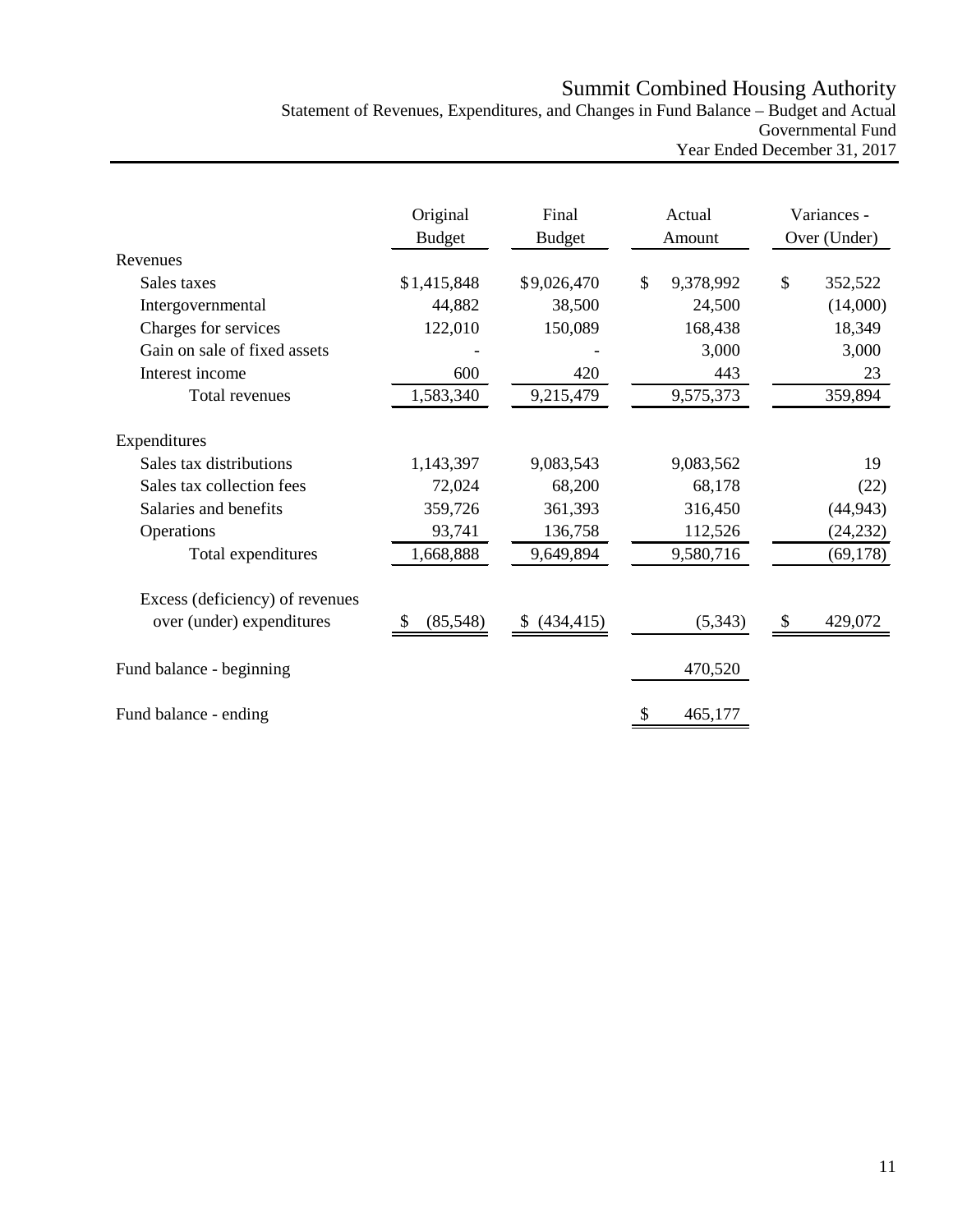# Summit Combined Housing Authority

Statement of Revenues, Expenditures, and Changes in Fund Balance – Budget and Actual
Governmental Fund
Year Ended December 31, 2017

| | Original Budget | Final Budget | Actual Amount | Variances - Over (Under) |
|---|---|---|---|---|
| Revenues | | | | |
| Sales taxes | $1,415,848 | $9,026,470 | $ 9,378,992 | $ 352,522 |
| Intergovernmental | 44,882 | 38,500 | 24,500 | (14,000) |
| Charges for services | 122,010 | 150,089 | 168,438 | 18,349 |
| Gain on sale of fixed assets | - | - | 3,000 | 3,000 |
| Interest income | 600 | 420 | 443 | 23 |
| Total revenues | 1,583,340 | 9,215,479 | 9,575,373 | 359,894 |
| Expenditures | | | | |
| Sales tax distributions | 1,143,397 | 9,083,543 | 9,083,562 | 19 |
| Sales tax collection fees | 72,024 | 68,200 | 68,178 | (22) |
| Salaries and benefits | 359,726 | 361,393 | 316,450 | (44,943) |
| Operations | 93,741 | 136,758 | 112,526 | (24,232) |
| Total expenditures | 1,668,888 | 9,649,894 | 9,580,716 | (69,178) |
| Excess (deficiency) of revenues over (under) expenditures | $ (85,548) | $ (434,415) | (5,343) | $ 429,072 |
| Fund balance - beginning | | | 470,520 | |
| Fund balance - ending | | | $ 465,177 | |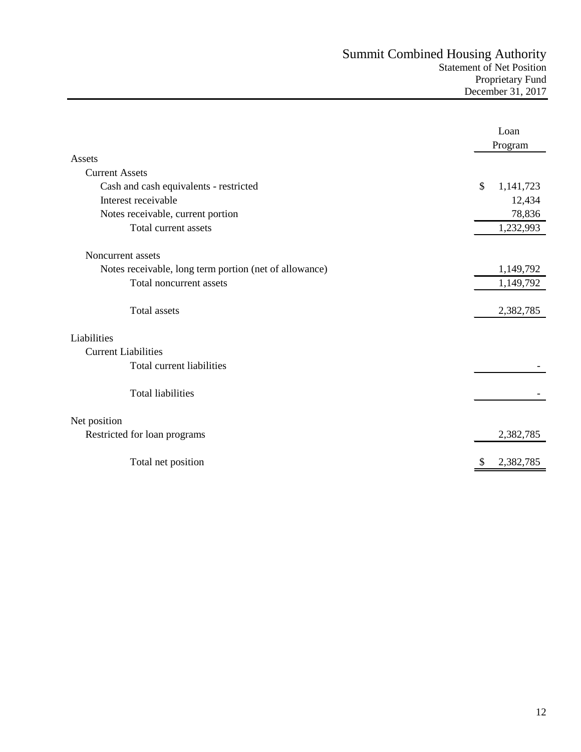# Summit Combined Housing Authority

## Statement of Net Position

## Proprietary Fund

## December 31, 2017

| | Loan Program |
|---|---|
| **Assets** | |
| Current Assets | |
| Cash and cash equivalents - restricted | $ 1,141,723 |
| Interest receivable | 12,434 |
| Notes receivable, current portion | 78,836 |
| Total current assets | 1,232,993 |
| | |
| Noncurrent assets | |
| Notes receivable, long term portion (net of allowance) | 1,149,792 |
| Total noncurrent assets | 1,149,792 |
| | |
| Total assets | 2,382,785 |
| | |
| **Liabilities** | |
| Current Liabilities | |
| Total current liabilities | - |
| | |
| Total liabilities | - |
| | |
| **Net position** | |
| Restricted for loan programs | 2,382,785 |
| | |
| Total net position | $ 2,382,785 |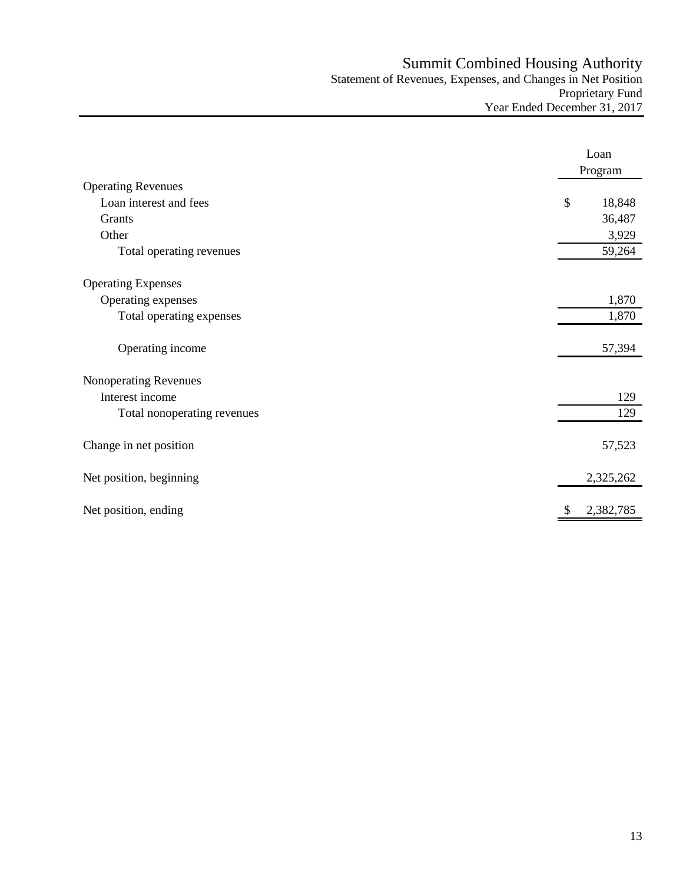# Summit Combined Housing Authority

## Statement of Revenues, Expenses, and Changes in Net Position

### Proprietary Fund

### Year Ended December 31, 2017

| | Loan Program |
|---|---|
| **Operating Revenues** | |
| Loan interest and fees | $ 18,848 |
| Grants | 36,487 |
| Other | 3,929 |
| Total operating revenues | 59,264 |
| **Operating Expenses** | |
| Operating expenses | 1,870 |
| Total operating expenses | 1,870 |
| Operating income | 57,394 |
| **Nonoperating Revenues** | |
| Interest income | 129 |
| Total nonoperating revenues | 129 |
| Change in net position | 57,523 |
| Net position, beginning | 2,325,262 |
| Net position, ending | $ 2,382,785 |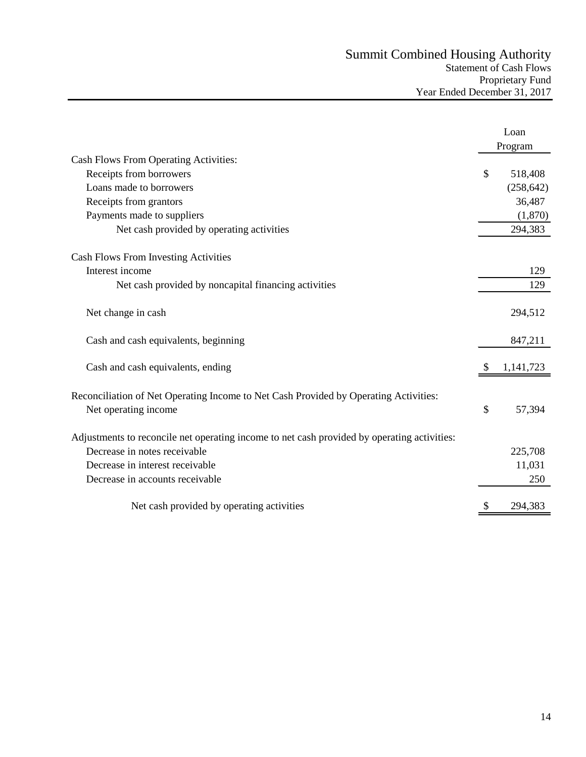# Summit Combined Housing Authority

Statement of Cash Flows
Proprietary Fund
Year Ended December 31, 2017

| | Loan Program |
|---|---|
| **Cash Flows From Operating Activities:** | |
| Receipts from borrowers | $ 518,408 |
| Loans made to borrowers | (258,642) |
| Receipts from grantors | 36,487 |
| Payments made to suppliers | (1,870) |
| Net cash provided by operating activities | 294,383 |
| **Cash Flows From Investing Activities** | |
| Interest income | 129 |
| Net cash provided by noncapital financing activities | 129 |
| Net change in cash | 294,512 |
| Cash and cash equivalents, beginning | 847,211 |
| Cash and cash equivalents, ending | $ 1,141,723 |
| **Reconciliation of Net Operating Income to Net Cash Provided by Operating Activities:** | |
| Net operating income | $ 57,394 |
| **Adjustments to reconcile net operating income to net cash provided by operating activities:** | |
| Decrease in notes receivable | 225,708 |
| Decrease in interest receivable | 11,031 |
| Decrease in accounts receivable | 250 |
| Net cash provided by operating activities | $ 294,383 |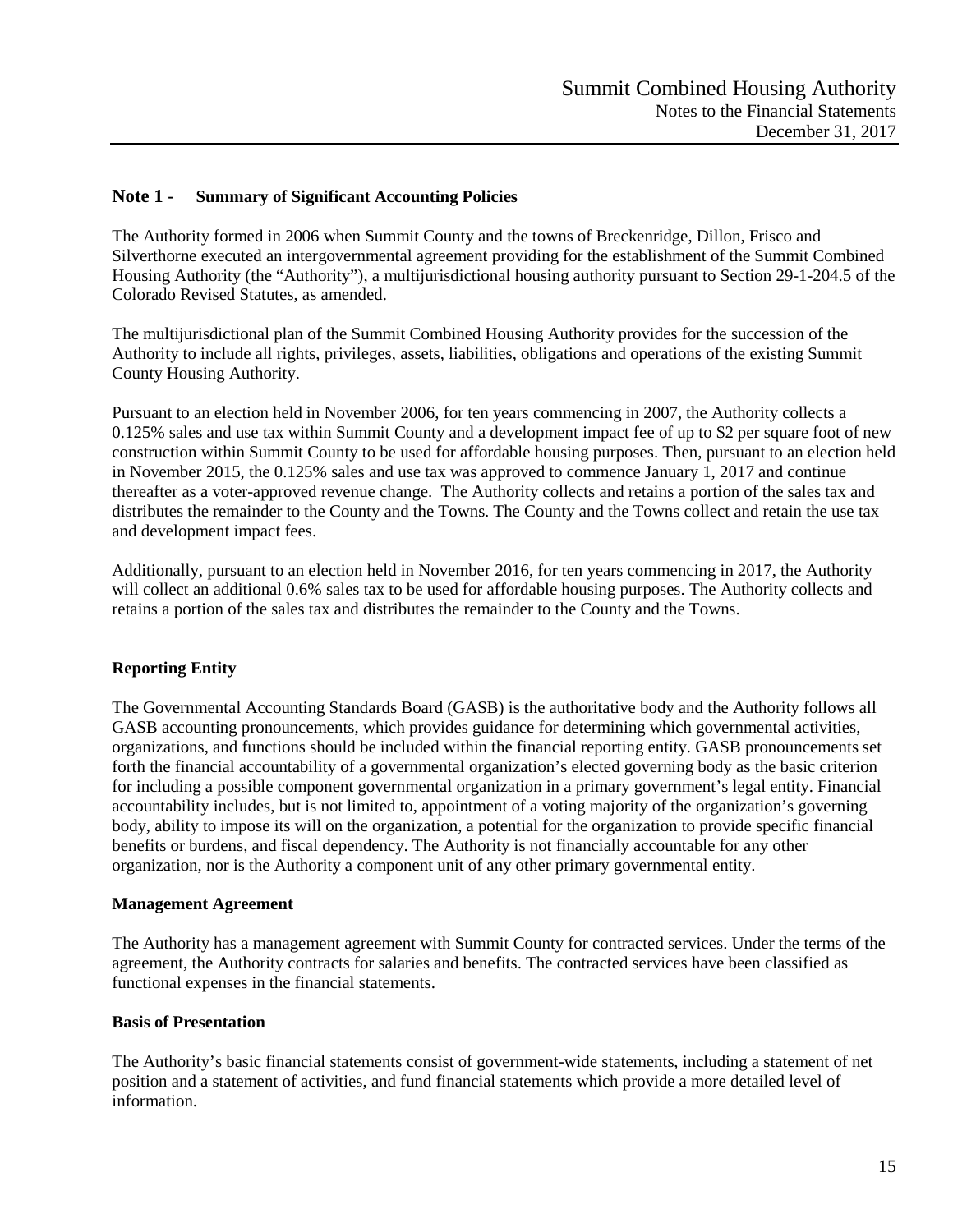## Note 1 - Summary of Significant Accounting Policies

The Authority formed in 2006 when Summit County and the towns of Breckenridge, Dillon, Frisco and Silverthorne executed an intergovernmental agreement providing for the establishment of the Summit Combined Housing Authority (the "Authority"), a multijurisdictional housing authority pursuant to Section 29-1-204.5 of the Colorado Revised Statutes, as amended.

The multijurisdictional plan of the Summit Combined Housing Authority provides for the succession of the Authority to include all rights, privileges, assets, liabilities, obligations and operations of the existing Summit County Housing Authority.

Pursuant to an election held in November 2006, for ten years commencing in 2007, the Authority collects a 0.125% sales and use tax within Summit County and a development impact fee of up to $2 per square foot of new construction within Summit County to be used for affordable housing purposes. Then, pursuant to an election held in November 2015, the 0.125% sales and use tax was approved to commence January 1, 2017 and continue thereafter as a voter-approved revenue change. The Authority collects and retains a portion of the sales tax and distributes the remainder to the County and the Towns. The County and the Towns collect and retain the use tax and development impact fees.

Additionally, pursuant to an election held in November 2016, for ten years commencing in 2017, the Authority will collect an additional 0.6% sales tax to be used for affordable housing purposes. The Authority collects and retains a portion of the sales tax and distributes the remainder to the County and the Towns.

### Reporting Entity

The Governmental Accounting Standards Board (GASB) is the authoritative body and the Authority follows all GASB accounting pronouncements, which provides guidance for determining which governmental activities, organizations, and functions should be included within the financial reporting entity. GASB pronouncements set forth the financial accountability of a governmental organization's elected governing body as the basic criterion for including a possible component governmental organization in a primary government's legal entity. Financial accountability includes, but is not limited to, appointment of a voting majority of the organization's governing body, ability to impose its will on the organization, a potential for the organization to provide specific financial benefits or burdens, and fiscal dependency. The Authority is not financially accountable for any other organization, nor is the Authority a component unit of any other primary governmental entity.

### Management Agreement

The Authority has a management agreement with Summit County for contracted services. Under the terms of the agreement, the Authority contracts for salaries and benefits. The contracted services have been classified as functional expenses in the financial statements.

### Basis of Presentation

The Authority's basic financial statements consist of government-wide statements, including a statement of net position and a statement of activities, and fund financial statements which provide a more detailed level of information.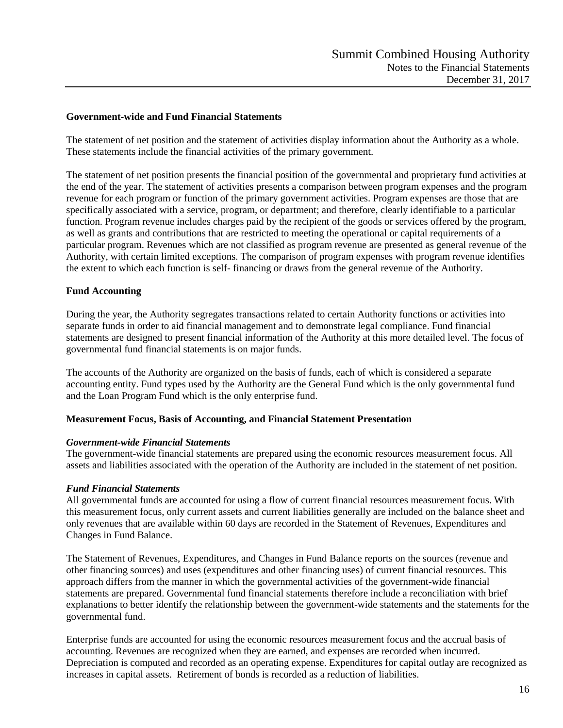**Government-wide and Fund Financial Statements**

The statement of net position and the statement of activities display information about the Authority as a whole. These statements include the financial activities of the primary government.

The statement of net position presents the financial position of the governmental and proprietary fund activities at the end of the year. The statement of activities presents a comparison between program expenses and the program revenue for each program or function of the primary government activities. Program expenses are those that are specifically associated with a service, program, or department; and therefore, clearly identifiable to a particular function. Program revenue includes charges paid by the recipient of the goods or services offered by the program, as well as grants and contributions that are restricted to meeting the operational or capital requirements of a particular program. Revenues which are not classified as program revenue are presented as general revenue of the Authority, with certain limited exceptions. The comparison of program expenses with program revenue identifies the extent to which each function is self- financing or draws from the general revenue of the Authority.

**Fund Accounting**

During the year, the Authority segregates transactions related to certain Authority functions or activities into separate funds in order to aid financial management and to demonstrate legal compliance. Fund financial statements are designed to present financial information of the Authority at this more detailed level. The focus of governmental fund financial statements is on major funds.

The accounts of the Authority are organized on the basis of funds, each of which is considered a separate accounting entity. Fund types used by the Authority are the General Fund which is the only governmental fund and the Loan Program Fund which is the only enterprise fund.

**Measurement Focus, Basis of Accounting, and Financial Statement Presentation**

***Government-wide Financial Statements***
The government-wide financial statements are prepared using the economic resources measurement focus. All assets and liabilities associated with the operation of the Authority are included in the statement of net position.

***Fund Financial Statements***
All governmental funds are accounted for using a flow of current financial resources measurement focus. With this measurement focus, only current assets and current liabilities generally are included on the balance sheet and only revenues that are available within 60 days are recorded in the Statement of Revenues, Expenditures and Changes in Fund Balance.

The Statement of Revenues, Expenditures, and Changes in Fund Balance reports on the sources (revenue and other financing sources) and uses (expenditures and other financing uses) of current financial resources. This approach differs from the manner in which the governmental activities of the government-wide financial statements are prepared. Governmental fund financial statements therefore include a reconciliation with brief explanations to better identify the relationship between the government-wide statements and the statements for the governmental fund.

Enterprise funds are accounted for using the economic resources measurement focus and the accrual basis of accounting. Revenues are recognized when they are earned, and expenses are recorded when incurred. Depreciation is computed and recorded as an operating expense. Expenditures for capital outlay are recognized as increases in capital assets. Retirement of bonds is recorded as a reduction of liabilities.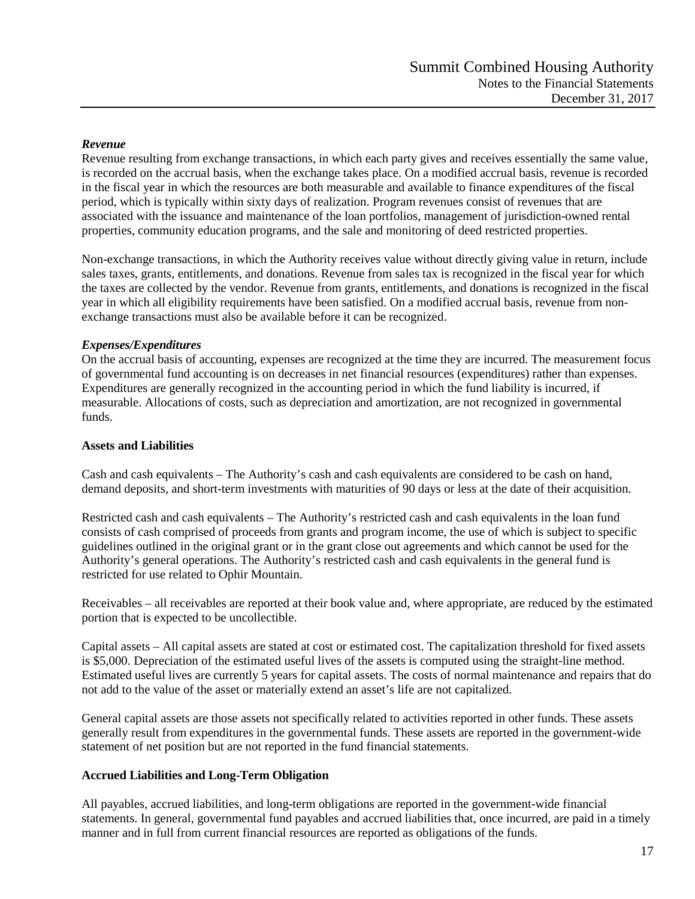***Revenue***

Revenue resulting from exchange transactions, in which each party gives and receives essentially the same value, is recorded on the accrual basis, when the exchange takes place. On a modified accrual basis, revenue is recorded in the fiscal year in which the resources are both measurable and available to finance expenditures of the fiscal period, which is typically within sixty days of realization. Program revenues consist of revenues that are associated with the issuance and maintenance of the loan portfolios, management of jurisdiction-owned rental properties, community education programs, and the sale and monitoring of deed restricted properties.

Non-exchange transactions, in which the Authority receives value without directly giving value in return, include sales taxes, grants, entitlements, and donations. Revenue from sales tax is recognized in the fiscal year for which the taxes are collected by the vendor. Revenue from grants, entitlements, and donations is recognized in the fiscal year in which all eligibility requirements have been satisfied. On a modified accrual basis, revenue from non-exchange transactions must also be available before it can be recognized.

***Expenses/Expenditures***

On the accrual basis of accounting, expenses are recognized at the time they are incurred. The measurement focus of governmental fund accounting is on decreases in net financial resources (expenditures) rather than expenses. Expenditures are generally recognized in the accounting period in which the fund liability is incurred, if measurable. Allocations of costs, such as depreciation and amortization, are not recognized in governmental funds.

**Assets and Liabilities**

Cash and cash equivalents – The Authority's cash and cash equivalents are considered to be cash on hand, demand deposits, and short-term investments with maturities of 90 days or less at the date of their acquisition.

Restricted cash and cash equivalents – The Authority's restricted cash and cash equivalents in the loan fund consists of cash comprised of proceeds from grants and program income, the use of which is subject to specific guidelines outlined in the original grant or in the grant close out agreements and which cannot be used for the Authority's general operations. The Authority's restricted cash and cash equivalents in the general fund is restricted for use related to Ophir Mountain.

Receivables – all receivables are reported at their book value and, where appropriate, are reduced by the estimated portion that is expected to be uncollectible.

Capital assets – All capital assets are stated at cost or estimated cost. The capitalization threshold for fixed assets is $5,000. Depreciation of the estimated useful lives of the assets is computed using the straight-line method. Estimated useful lives are currently 5 years for capital assets. The costs of normal maintenance and repairs that do not add to the value of the asset or materially extend an asset's life are not capitalized.

General capital assets are those assets not specifically related to activities reported in other funds. These assets generally result from expenditures in the governmental funds. These assets are reported in the government-wide statement of net position but are not reported in the fund financial statements.

**Accrued Liabilities and Long-Term Obligation**

All payables, accrued liabilities, and long-term obligations are reported in the government-wide financial statements. In general, governmental fund payables and accrued liabilities that, once incurred, are paid in a timely manner and in full from current financial resources are reported as obligations of the funds.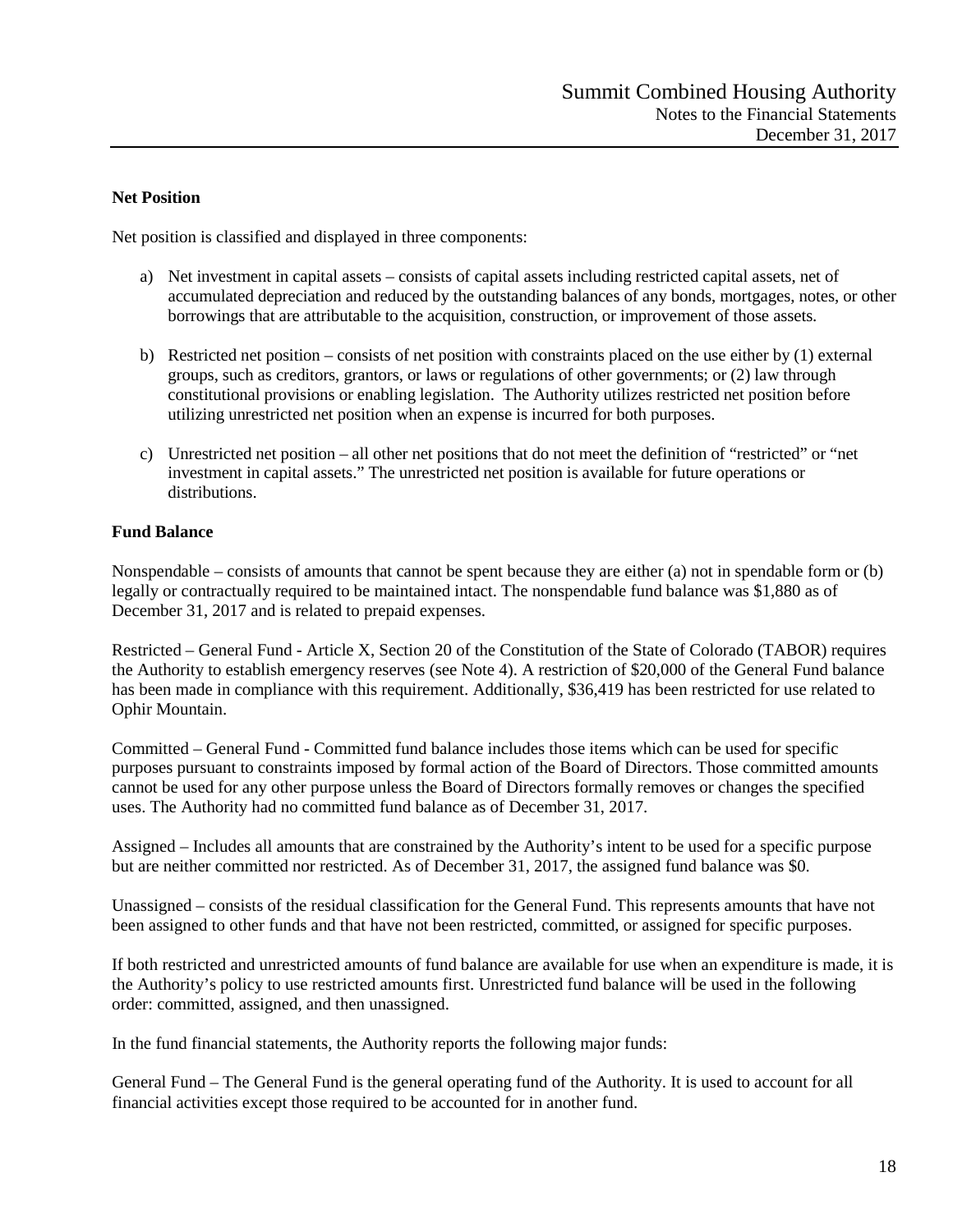**Net Position**

Net position is classified and displayed in three components:

a) Net investment in capital assets – consists of capital assets including restricted capital assets, net of accumulated depreciation and reduced by the outstanding balances of any bonds, mortgages, notes, or other borrowings that are attributable to the acquisition, construction, or improvement of those assets.

b) Restricted net position – consists of net position with constraints placed on the use either by (1) external groups, such as creditors, grantors, or laws or regulations of other governments; or (2) law through constitutional provisions or enabling legislation. The Authority utilizes restricted net position before utilizing unrestricted net position when an expense is incurred for both purposes.

c) Unrestricted net position – all other net positions that do not meet the definition of "restricted" or "net investment in capital assets." The unrestricted net position is available for future operations or distributions.

**Fund Balance**

Nonspendable – consists of amounts that cannot be spent because they are either (a) not in spendable form or (b) legally or contractually required to be maintained intact. The nonspendable fund balance was $1,880 as of December 31, 2017 and is related to prepaid expenses.

Restricted – General Fund - Article X, Section 20 of the Constitution of the State of Colorado (TABOR) requires the Authority to establish emergency reserves (see Note 4). A restriction of $20,000 of the General Fund balance has been made in compliance with this requirement. Additionally, $36,419 has been restricted for use related to Ophir Mountain.

Committed – General Fund - Committed fund balance includes those items which can be used for specific purposes pursuant to constraints imposed by formal action of the Board of Directors. Those committed amounts cannot be used for any other purpose unless the Board of Directors formally removes or changes the specified uses. The Authority had no committed fund balance as of December 31, 2017.

Assigned – Includes all amounts that are constrained by the Authority's intent to be used for a specific purpose but are neither committed nor restricted. As of December 31, 2017, the assigned fund balance was $0.

Unassigned – consists of the residual classification for the General Fund. This represents amounts that have not been assigned to other funds and that have not been restricted, committed, or assigned for specific purposes.

If both restricted and unrestricted amounts of fund balance are available for use when an expenditure is made, it is the Authority's policy to use restricted amounts first. Unrestricted fund balance will be used in the following order: committed, assigned, and then unassigned.

In the fund financial statements, the Authority reports the following major funds:

General Fund – The General Fund is the general operating fund of the Authority. It is used to account for all financial activities except those required to be accounted for in another fund.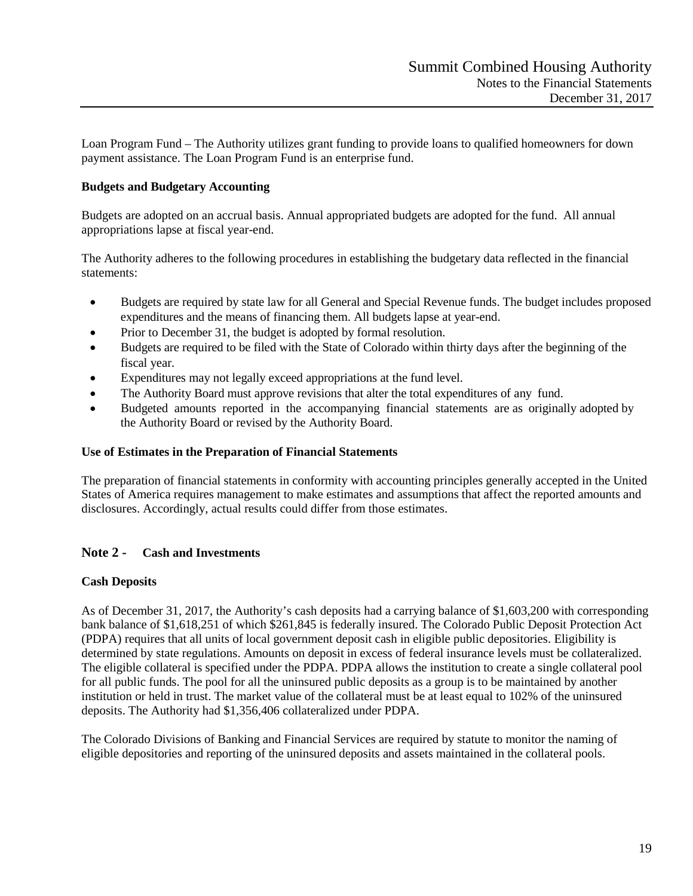Loan Program Fund – The Authority utilizes grant funding to provide loans to qualified homeowners for down payment assistance. The Loan Program Fund is an enterprise fund.

**Budgets and Budgetary Accounting**

Budgets are adopted on an accrual basis. Annual appropriated budgets are adopted for the fund. All annual appropriations lapse at fiscal year-end.

The Authority adheres to the following procedures in establishing the budgetary data reflected in the financial statements:

- Budgets are required by state law for all General and Special Revenue funds. The budget includes proposed expenditures and the means of financing them. All budgets lapse at year-end.
- Prior to December 31, the budget is adopted by formal resolution.
- Budgets are required to be filed with the State of Colorado within thirty days after the beginning of the fiscal year.
- Expenditures may not legally exceed appropriations at the fund level.
- The Authority Board must approve revisions that alter the total expenditures of any fund.
- Budgeted amounts reported in the accompanying financial statements are as originally adopted by the Authority Board or revised by the Authority Board.

**Use of Estimates in the Preparation of Financial Statements**

The preparation of financial statements in conformity with accounting principles generally accepted in the United States of America requires management to make estimates and assumptions that affect the reported amounts and disclosures. Accordingly, actual results could differ from those estimates.

## Note 2 - Cash and Investments

**Cash Deposits**

As of December 31, 2017, the Authority's cash deposits had a carrying balance of $1,603,200 with corresponding bank balance of $1,618,251 of which $261,845 is federally insured. The Colorado Public Deposit Protection Act (PDPA) requires that all units of local government deposit cash in eligible public depositories. Eligibility is determined by state regulations. Amounts on deposit in excess of federal insurance levels must be collateralized. The eligible collateral is specified under the PDPA. PDPA allows the institution to create a single collateral pool for all public funds. The pool for all the uninsured public deposits as a group is to be maintained by another institution or held in trust. The market value of the collateral must be at least equal to 102% of the uninsured deposits. The Authority had $1,356,406 collateralized under PDPA.

The Colorado Divisions of Banking and Financial Services are required by statute to monitor the naming of eligible depositories and reporting of the uninsured deposits and assets maintained in the collateral pools.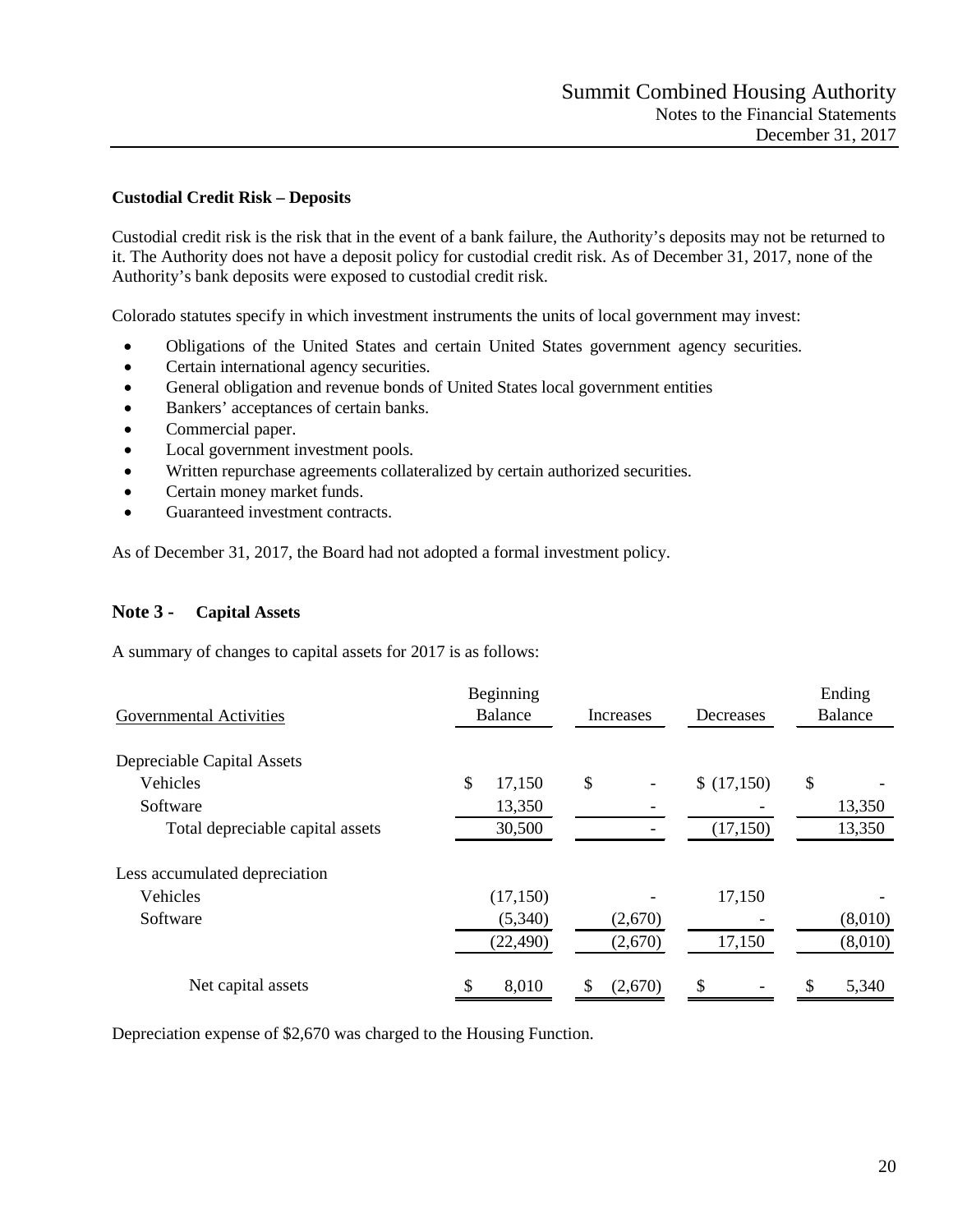**Custodial Credit Risk – Deposits**

Custodial credit risk is the risk that in the event of a bank failure, the Authority's deposits may not be returned to it. The Authority does not have a deposit policy for custodial credit risk. As of December 31, 2017, none of the Authority's bank deposits were exposed to custodial credit risk.

Colorado statutes specify in which investment instruments the units of local government may invest:

- Obligations of the United States and certain United States government agency securities.
- Certain international agency securities.
- General obligation and revenue bonds of United States local government entities
- Bankers' acceptances of certain banks.
- Commercial paper.
- Local government investment pools.
- Written repurchase agreements collateralized by certain authorized securities.
- Certain money market funds.
- Guaranteed investment contracts.

As of December 31, 2017, the Board had not adopted a formal investment policy.

## Note 3 - Capital Assets

A summary of changes to capital assets for 2017 is as follows:

| Governmental Activities | Beginning Balance | Increases | Decreases | Ending Balance |
|---|---|---|---|---|
| Depreciable Capital Assets | | | | |
| Vehicles | $ 17,150 | $ - | $ (17,150) | $ - |
| Software | 13,350 | - | - | 13,350 |
| Total depreciable capital assets | 30,500 | - | (17,150) | 13,350 |
| Less accumulated depreciation | | | | |
| Vehicles | (17,150) | - | 17,150 | - |
| Software | (5,340) | (2,670) | - | (8,010) |
| | (22,490) | (2,670) | 17,150 | (8,010) |
| Net capital assets | $ 8,010 | $ (2,670) | $ - | $ 5,340 |

Depreciation expense of $2,670 was charged to the Housing Function.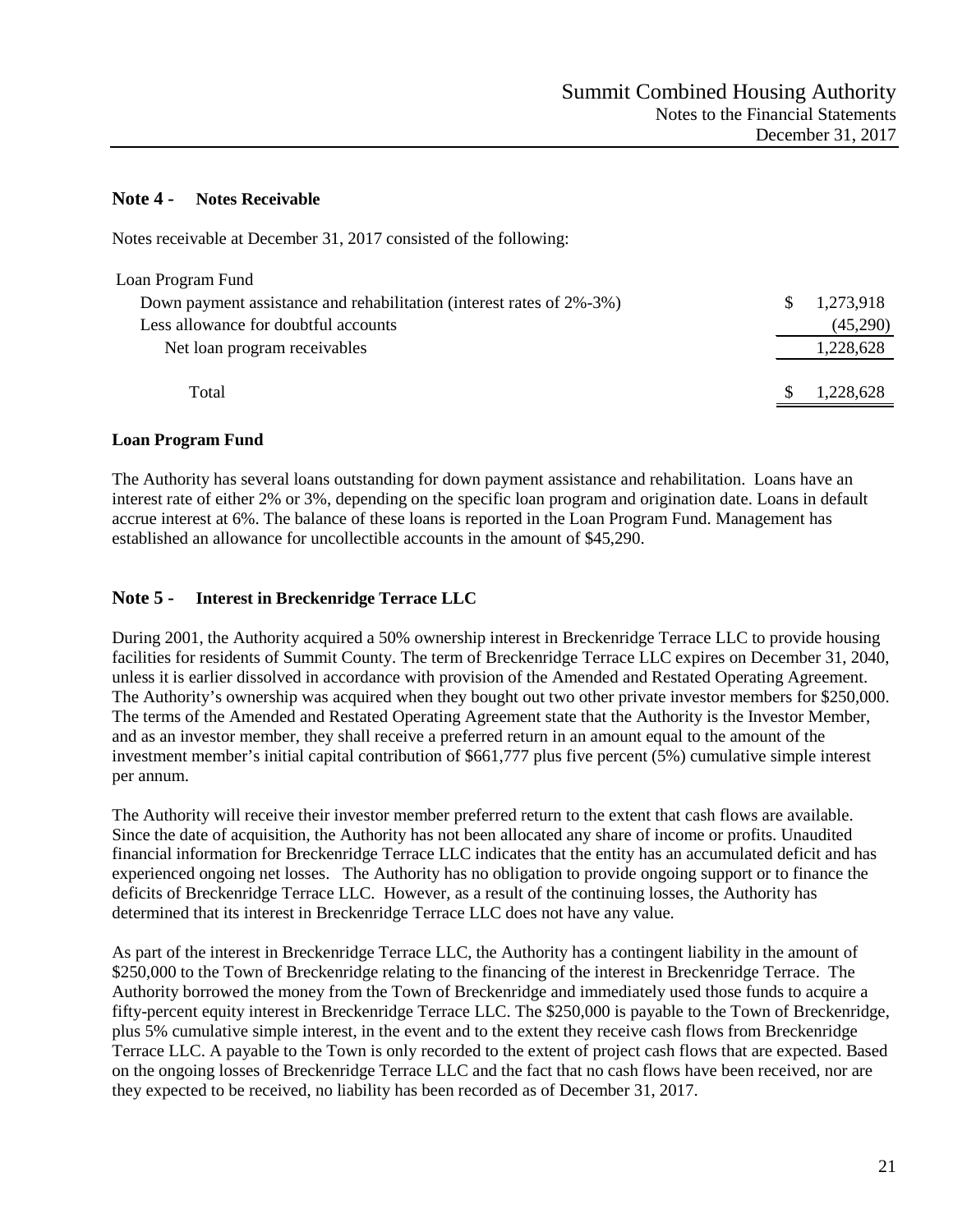## Note 4 - Notes Receivable

Notes receivable at December 31, 2017 consisted of the following:

| | |
|---|---|
| Loan Program Fund | |
| Down payment assistance and rehabilitation (interest rates of 2%-3%) | $ 1,273,918 |
| Less allowance for doubtful accounts | (45,290) |
| Net loan program receivables | 1,228,628 |
| Total | $ 1,228,628 |

### Loan Program Fund

The Authority has several loans outstanding for down payment assistance and rehabilitation. Loans have an interest rate of either 2% or 3%, depending on the specific loan program and origination date. Loans in default accrue interest at 6%. The balance of these loans is reported in the Loan Program Fund. Management has established an allowance for uncollectible accounts in the amount of $45,290.

## Note 5 - Interest in Breckenridge Terrace LLC

During 2001, the Authority acquired a 50% ownership interest in Breckenridge Terrace LLC to provide housing facilities for residents of Summit County. The term of Breckenridge Terrace LLC expires on December 31, 2040, unless it is earlier dissolved in accordance with provision of the Amended and Restated Operating Agreement. The Authority's ownership was acquired when they bought out two other private investor members for $250,000. The terms of the Amended and Restated Operating Agreement state that the Authority is the Investor Member, and as an investor member, they shall receive a preferred return in an amount equal to the amount of the investment member's initial capital contribution of $661,777 plus five percent (5%) cumulative simple interest per annum.

The Authority will receive their investor member preferred return to the extent that cash flows are available. Since the date of acquisition, the Authority has not been allocated any share of income or profits. Unaudited financial information for Breckenridge Terrace LLC indicates that the entity has an accumulated deficit and has experienced ongoing net losses. The Authority has no obligation to provide ongoing support or to finance the deficits of Breckenridge Terrace LLC. However, as a result of the continuing losses, the Authority has determined that its interest in Breckenridge Terrace LLC does not have any value.

As part of the interest in Breckenridge Terrace LLC, the Authority has a contingent liability in the amount of $250,000 to the Town of Breckenridge relating to the financing of the interest in Breckenridge Terrace. The Authority borrowed the money from the Town of Breckenridge and immediately used those funds to acquire a fifty-percent equity interest in Breckenridge Terrace LLC. The $250,000 is payable to the Town of Breckenridge, plus 5% cumulative simple interest, in the event and to the extent they receive cash flows from Breckenridge Terrace LLC. A payable to the Town is only recorded to the extent of project cash flows that are expected. Based on the ongoing losses of Breckenridge Terrace LLC and the fact that no cash flows have been received, nor are they expected to be received, no liability has been recorded as of December 31, 2017.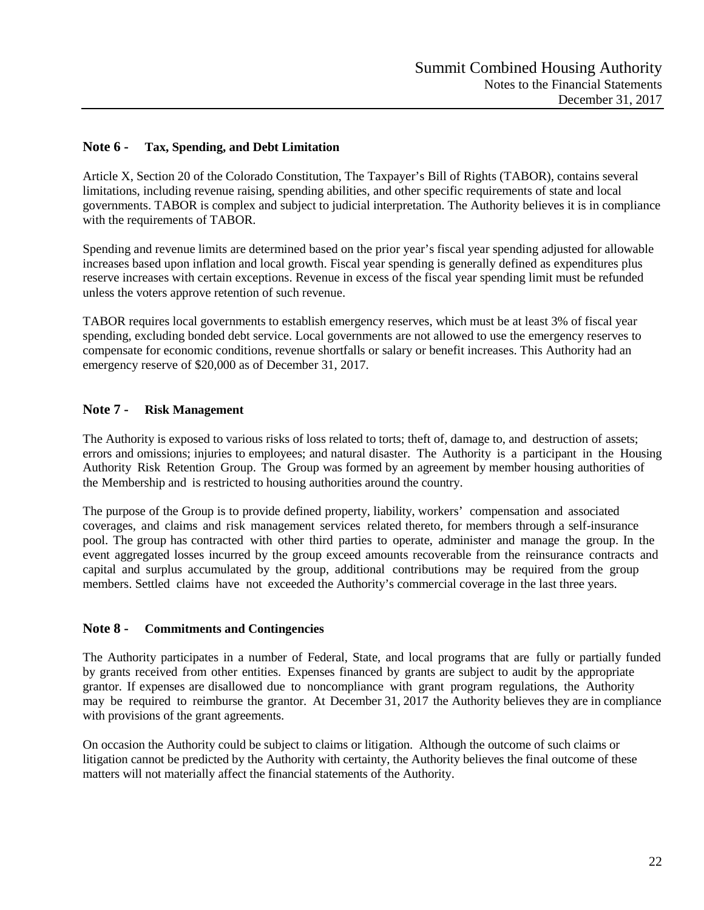## Note 6 - Tax, Spending, and Debt Limitation

Article X, Section 20 of the Colorado Constitution, The Taxpayer's Bill of Rights (TABOR), contains several limitations, including revenue raising, spending abilities, and other specific requirements of state and local governments. TABOR is complex and subject to judicial interpretation. The Authority believes it is in compliance with the requirements of TABOR.

Spending and revenue limits are determined based on the prior year's fiscal year spending adjusted for allowable increases based upon inflation and local growth. Fiscal year spending is generally defined as expenditures plus reserve increases with certain exceptions. Revenue in excess of the fiscal year spending limit must be refunded unless the voters approve retention of such revenue.

TABOR requires local governments to establish emergency reserves, which must be at least 3% of fiscal year spending, excluding bonded debt service. Local governments are not allowed to use the emergency reserves to compensate for economic conditions, revenue shortfalls or salary or benefit increases. This Authority had an emergency reserve of $20,000 as of December 31, 2017.

## Note 7 - Risk Management

The Authority is exposed to various risks of loss related to torts; theft of, damage to, and destruction of assets; errors and omissions; injuries to employees; and natural disaster. The Authority is a participant in the Housing Authority Risk Retention Group. The Group was formed by an agreement by member housing authorities of the Membership and is restricted to housing authorities around the country.

The purpose of the Group is to provide defined property, liability, workers' compensation and associated coverages, and claims and risk management services related thereto, for members through a self-insurance pool. The group has contracted with other third parties to operate, administer and manage the group. In the event aggregated losses incurred by the group exceed amounts recoverable from the reinsurance contracts and capital and surplus accumulated by the group, additional contributions may be required from the group members. Settled claims have not exceeded the Authority's commercial coverage in the last three years.

## Note 8 - Commitments and Contingencies

The Authority participates in a number of Federal, State, and local programs that are fully or partially funded by grants received from other entities. Expenses financed by grants are subject to audit by the appropriate grantor. If expenses are disallowed due to noncompliance with grant program regulations, the Authority may be required to reimburse the grantor. At December 31, 2017 the Authority believes they are in compliance with provisions of the grant agreements.

On occasion the Authority could be subject to claims or litigation. Although the outcome of such claims or litigation cannot be predicted by the Authority with certainty, the Authority believes the final outcome of these matters will not materially affect the financial statements of the Authority.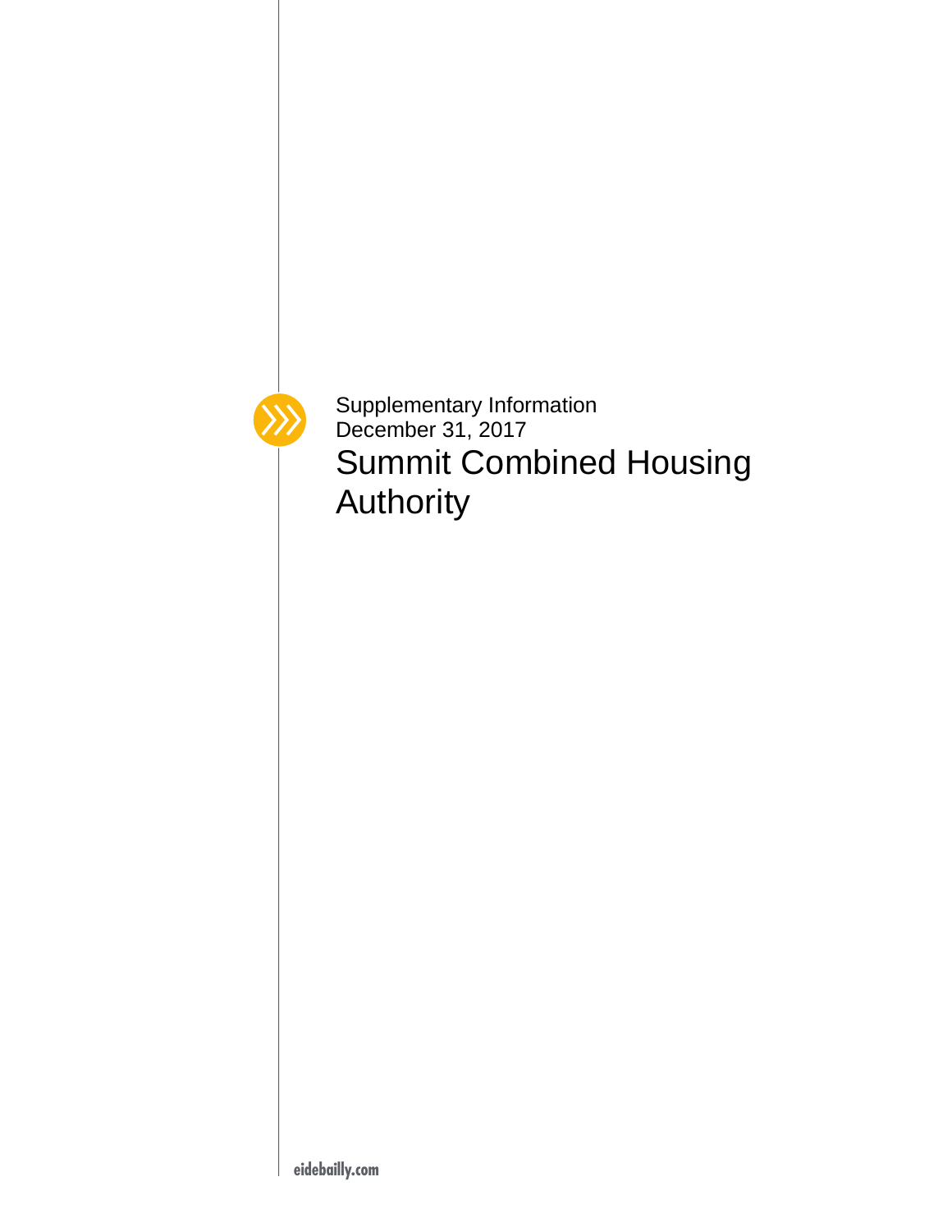Supplementary Information
December 31, 2017

# Summit Combined Housing Authority

eidebailly.com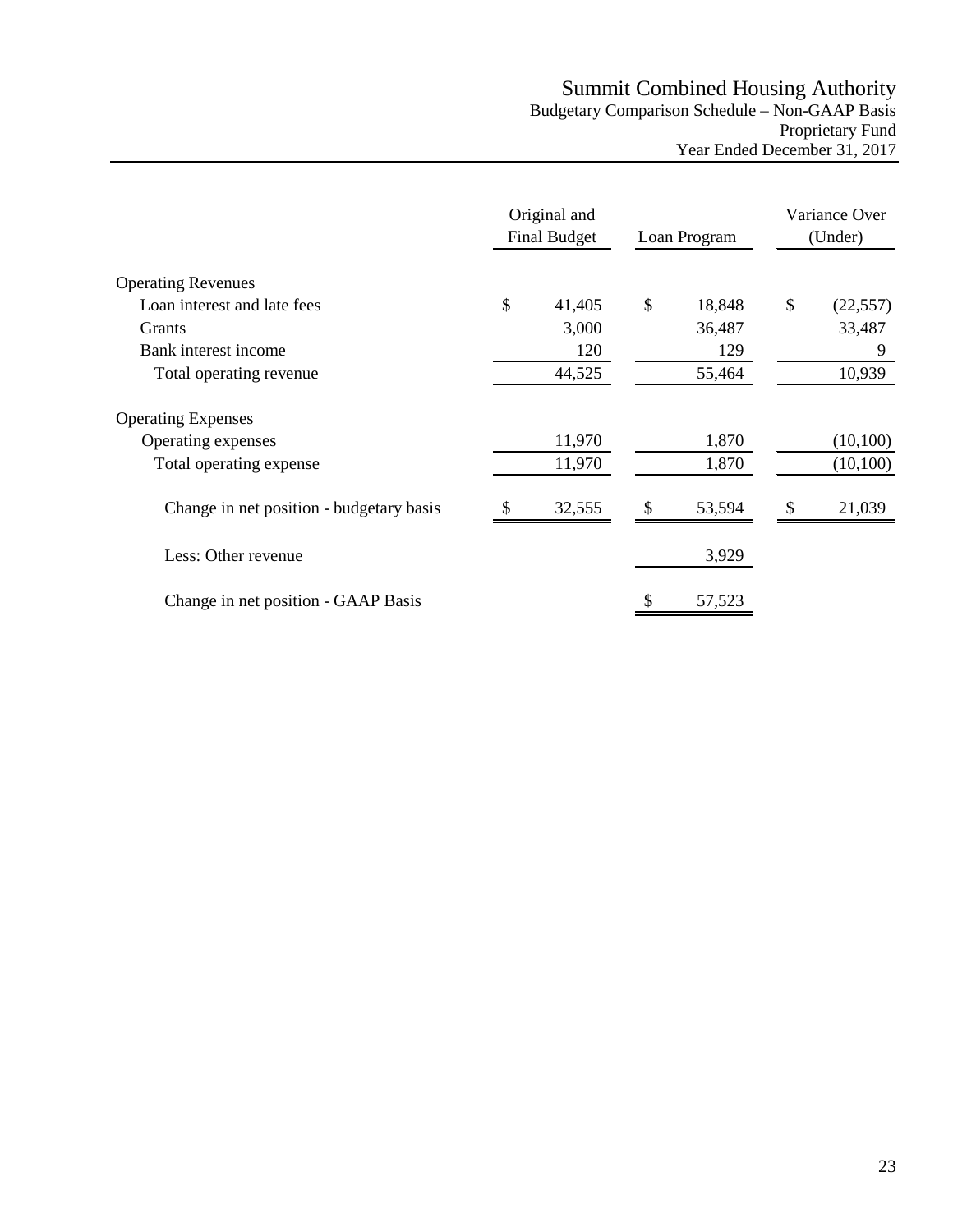# Summit Combined Housing Authority

Budgetary Comparison Schedule – Non-GAAP Basis
Proprietary Fund
Year Ended December 31, 2017

| | Original and Final Budget | Loan Program | Variance Over (Under) |
|---|---|---|---|
| Operating Revenues | | | |
| Loan interest and late fees | $ 41,405 | $ 18,848 | $ (22,557) |
| Grants | 3,000 | 36,487 | 33,487 |
| Bank interest income | 120 | 129 | 9 |
| Total operating revenue | 44,525 | 55,464 | 10,939 |
| Operating Expenses | | | |
| Operating expenses | 11,970 | 1,870 | (10,100) |
| Total operating expense | 11,970 | 1,870 | (10,100) |
| Change in net position - budgetary basis | $ 32,555 | $ 53,594 | $ 21,039 |
| Less: Other revenue | | 3,929 | |
| Change in net position - GAAP Basis | | $ 57,523 | |